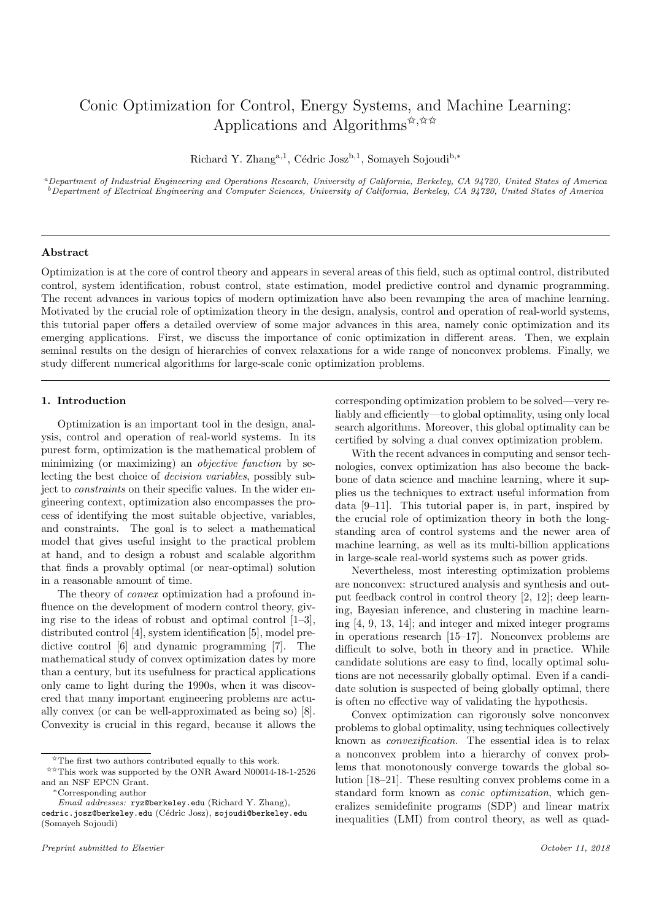# Conic Optimization for Control, Energy Systems, and Machine Learning: Applications and Algorithms[☆,☆☆]

Richard Y. Zhang[a,1], Cédric Josz[b,1], Somayeh Sojoudi[b,*]

[a] *Department of Industrial Engineering and Operations Research, University of California, Berkeley, CA 94720, United States of America*
[b] *Department of Electrical Engineering and Computer Sciences, University of California, Berkeley, CA 94720, United States of America*

---

## Abstract

Optimization is at the core of control theory and appears in several areas of this field, such as optimal control, distributed control, system identification, robust control, state estimation, model predictive control and dynamic programming. The recent advances in various topics of modern optimization have also been revamping the area of machine learning. Motivated by the crucial role of optimization theory in the design, analysis, control and operation of real-world systems, this tutorial paper offers a detailed overview of some major advances in this area, namely conic optimization and its emerging applications. First, we discuss the importance of conic optimization in different areas. Then, we explain seminal results on the design of hierarchies of convex relaxations for a wide range of nonconvex problems. Finally, we study different numerical algorithms for large-scale conic optimization problems.

---

## 1. Introduction

Optimization is an important tool in the design, analysis, control and operation of real-world systems. In its purest form, optimization is the mathematical problem of minimizing (or maximizing) an *objective function* by selecting the best choice of *decision variables*, possibly subject to *constraints* on their specific values. In the wider engineering context, optimization also encompasses the process of identifying the most suitable objective, variables, and constraints. The goal is to select a mathematical model that gives useful insight to the practical problem at hand, and to design a robust and scalable algorithm that finds a provably optimal (or near-optimal) solution in a reasonable amount of time.

The theory of *convex* optimization had a profound influence on the development of modern control theory, giving rise to the ideas of robust and optimal control [1–3], distributed control [4], system identification [5], model predictive control [6] and dynamic programming [7]. The mathematical study of convex optimization dates by more than a century, but its usefulness for practical applications only came to light during the 1990s, when it was discovered that many important engineering problems are actually convex (or can be well-approximated as being so) [8]. Convexity is crucial in this regard, because it allows the corresponding optimization problem to be solved—very reliably and efficiently—to global optimality, using only local search algorithms. Moreover, this global optimality can be certified by solving a dual convex optimization problem.

With the recent advances in computing and sensor technologies, convex optimization has also become the backbone of data science and machine learning, where it supplies us the techniques to extract useful information from data [9–11]. This tutorial paper is, in part, inspired by the crucial role of optimization theory in both the long-standing area of control systems and the newer area of machine learning, as well as its multi-billion applications in large-scale real-world systems such as power grids.

Nevertheless, most interesting optimization problems are nonconvex: structured analysis and synthesis and output feedback control in control theory [2, 12]; deep learning, Bayesian inference, and clustering in machine learning [4, 9, 13, 14]; and integer and mixed integer programs in operations research [15–17]. Nonconvex problems are difficult to solve, both in theory and in practice. While candidate solutions are easy to find, locally optimal solutions are not necessarily globally optimal. Even if a candidate solution is suspected of being globally optimal, there is often no effective way of validating the hypothesis.

Convex optimization can rigorously solve nonconvex problems to global optimality, using techniques collectively known as *convexification*. The essential idea is to relax a nonconvex problem into a hierarchy of convex problems that monotonously converge towards the global solution [18–21]. These resulting convex problems come in a standard form known as *conic optimization*, which generalizes semidefinite programs (SDP) and linear matrix inequalities (LMI) from control theory, as well as quad-

---

[☆] The first two authors contributed equally to this work.
[☆☆] This work was supported by the ONR Award N00014-18-1-2526 and an NSF EPCN Grant.
[*] Corresponding author
*Email addresses:* ryz@berkeley.edu (Richard Y. Zhang), cedric.josz@berkeley.edu (Cédric Josz), sojoudi@berkeley.edu (Somayeh Sojoudi)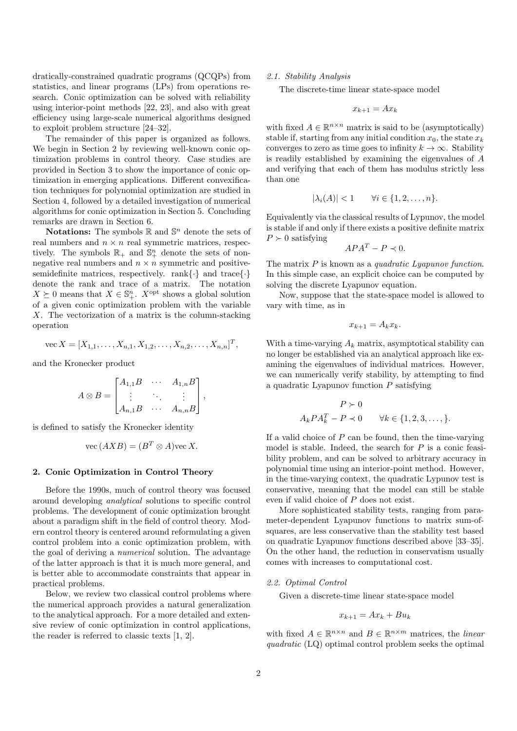dratically-constrained quadratic programs (QCQPs) from statistics, and linear programs (LPs) from operations research. Conic optimization can be solved with reliability using interior-point methods [22, 23], and also with great efficiency using large-scale numerical algorithms designed to exploit problem structure [24–32].

The remainder of this paper is organized as follows. We begin in Section 2 by reviewing well-known conic optimization problems in control theory. Case studies are provided in Section 3 to show the importance of conic optimization in emerging applications. Different convexification techniques for polynomial optimization are studied in Section 4, followed by a detailed investigation of numerical algorithms for conic optimization in Section 5. Concluding remarks are drawn in Section 6.

**Notations:** The symbols $\mathbb{R}$ and $\mathbb{S}^n$ denote the sets of real numbers and $n \times n$ real symmetric matrices, respectively. The symbols $\mathbb{R}_+$ and $\mathbb{S}^n_+$ denote the sets of nonnegative real numbers and $n \times n$ symmetric and positive-semidefinite matrices, respectively. $\text{rank}\{\cdot\}$ and $\text{trace}\{\cdot\}$ denote the rank and trace of a matrix. The notation $X \succeq 0$ means that $X \in \mathbb{S}^n_+$. $X^{\text{opt}}$ shows a global solution of a given conic optimization problem with the variable $X$. The vectorization of a matrix is the column-stacking operation

$$\text{vec}\, X = [X_{1,1}, \dots, X_{n,1}, X_{1,2}, \dots, X_{n,2}, \dots, X_{n,n}]^T,$$

and the Kronecker product

$$A \otimes B = \begin{bmatrix} A_{1,1}B & \cdots & A_{1,n}B \\ \vdots & \ddots & \vdots \\ A_{n,1}B & \cdots & A_{n,n}B \end{bmatrix},$$

is defined to satisfy the Kronecker identity

$$\text{vec}\,(AXB) = (B^T \otimes A)\text{vec}\, X.$$

## 2. Conic Optimization in Control Theory

Before the 1990s, much of control theory was focused around developing *analytical* solutions to specific control problems. The development of conic optimization brought about a paradigm shift in the field of control theory. Modern control theory is centered around reformulating a given control problem into a conic optimization problem, with the goal of deriving a *numerical* solution. The advantage of the latter approach is that it is much more general, and is better able to accommodate constraints that appear in practical problems.

Below, we review two classical control problems where the numerical approach provides a natural generalization to the analytical approach. For a more detailed and extensive review of conic optimization in control applications, the reader is referred to classic texts [1, 2].

### 2.1. Stability Analysis

The discrete-time linear state-space model

$$x_{k+1} = Ax_k$$

with fixed $A \in \mathbb{R}^{n \times n}$ matrix is said to be (asymptotically) stable if, starting from any initial condition $x_0$, the state $x_k$ converges to zero as time goes to infinity $k \to \infty$. Stability is readily established by examining the eigenvalues of $A$ and verifying that each of them has modulus strictly less than one

$$|\lambda_i(A)| < 1 \qquad \forall i \in \{1, 2, \dots, n\}.$$

Equivalently via the classical results of Lypunov, the model is stable if and only if there exists a positive definite matrix $P \succ 0$ satisfying

$$APA^T - P \prec 0.$$

The matrix $P$ is known as a *quadratic Lyapunov function*. In this simple case, an explicit choice can be computed by solving the discrete Lyapunov equation.

Now, suppose that the state-space model is allowed to vary with time, as in

$$x_{k+1} = A_k x_k.$$

With a time-varying $A_k$ matrix, asymptotical stability can no longer be established via an analytical approach like examining the eigenvalues of individual matrices. However, we can numerically verify stability, by attempting to find a quadratic Lyapunov function $P$ satisfying

$$\begin{aligned} P &\succ 0 \\ A_k P A_k^T - P &\prec 0 \qquad \forall k \in \{1, 2, 3, \dots, \}. \end{aligned}$$

If a valid choice of $P$ can be found, then the time-varying model is stable. Indeed, the search for $P$ is a conic feasibility problem, and can be solved to arbitrary accuracy in polynomial time using an interior-point method. However, in the time-varying context, the quadratic Lypunov test is conservative, meaning that the model can still be stable even if valid choice of $P$ does not exist.

More sophisticated stability tests, ranging from parameter-dependent Lyapunov functions to matrix sum-of-squares, are less conservative than the stability test based on quadratic Lyapunov functions described above [33–35]. On the other hand, the reduction in conservatism usually comes with increases to computational cost.

### 2.2. Optimal Control

Given a discrete-time linear state-space model

$$x_{k+1} = Ax_k + Bu_k$$

with fixed $A \in \mathbb{R}^{n \times n}$ and $B \in \mathbb{R}^{n \times m}$ matrices, the *linear quadratic* (LQ) optimal control problem seeks the optimal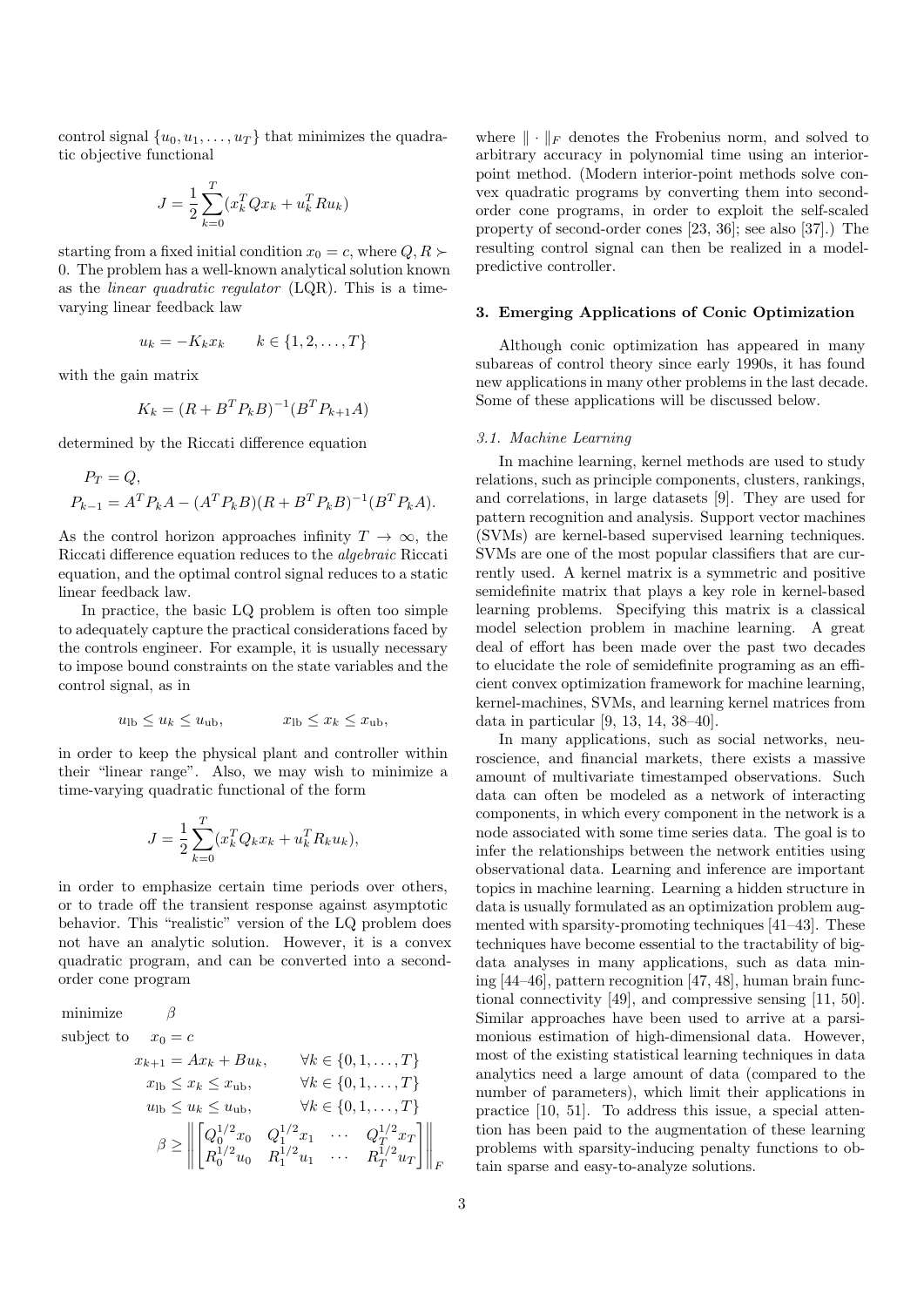control signal $\{u_0, u_1, \ldots, u_T\}$ that minimizes the quadratic objective functional

$$J = \frac{1}{2}\sum_{k=0}^{T}(x_k^T Q x_k + u_k^T R u_k)$$

starting from a fixed initial condition $x_0 = c$, where $Q, R \succ 0$. The problem has a well-known analytical solution known as the *linear quadratic regulator* (LQR). This is a time-varying linear feedback law

$$u_k = -K_k x_k \qquad k \in \{1, 2, \ldots, T\}$$

with the gain matrix

$$K_k = (R + B^T P_k B)^{-1}(B^T P_{k+1} A)$$

determined by the Riccati difference equation

$$P_T = Q,$$
$$P_{k-1} = A^T P_k A - (A^T P_k B)(R + B^T P_k B)^{-1}(B^T P_k A).$$

As the control horizon approaches infinity $T \to \infty$, the Riccati difference equation reduces to the *algebraic* Riccati equation, and the optimal control signal reduces to a static linear feedback law.

In practice, the basic LQ problem is often too simple to adequately capture the practical considerations faced by the controls engineer. For example, it is usually necessary to impose bound constraints on the state variables and the control signal, as in

$$u_{\text{lb}} \le u_k \le u_{\text{ub}}, \qquad x_{\text{lb}} \le x_k \le x_{\text{ub}},$$

in order to keep the physical plant and controller within their "linear range". Also, we may wish to minimize a time-varying quadratic functional of the form

$$J = \frac{1}{2}\sum_{k=0}^{T}(x_k^T Q_k x_k + u_k^T R_k u_k),$$

in order to emphasize certain time periods over others, or to trade off the transient response against asymptotic behavior. This "realistic" version of the LQ problem does not have an analytic solution. However, it is a convex quadratic program, and can be converted into a second-order cone program

$$\begin{aligned}
\text{minimize} \quad & \beta \\
\text{subject to} \quad & x_0 = c \\
& x_{k+1} = Ax_k + Bu_k, \qquad \forall k \in \{0, 1, \ldots, T\} \\
& x_{\text{lb}} \le x_k \le x_{\text{ub}}, \qquad \forall k \in \{0, 1, \ldots, T\} \\
& u_{\text{lb}} \le u_k \le u_{\text{ub}}, \qquad \forall k \in \{0, 1, \ldots, T\} \\
& \beta \ge \left\| \begin{bmatrix} Q_0^{1/2} x_0 & Q_1^{1/2} x_1 & \cdots & Q_T^{1/2} x_T \\ R_0^{1/2} u_0 & R_1^{1/2} u_1 & \cdots & R_T^{1/2} u_T \end{bmatrix} \right\|_F
\end{aligned}$$

where $\|\cdot\|_F$ denotes the Frobenius norm, and solved to arbitrary accuracy in polynomial time using an interior-point method. (Modern interior-point methods solve convex quadratic programs by converting them into second-order cone programs, in order to exploit the self-scaled property of second-order cones [23, 36]; see also [37].) The resulting control signal can then be realized in a model-predictive controller.

## 3. Emerging Applications of Conic Optimization

Although conic optimization has appeared in many subareas of control theory since early 1990s, it has found new applications in many other problems in the last decade. Some of these applications will be discussed below.

### 3.1. Machine Learning

In machine learning, kernel methods are used to study relations, such as principle components, clusters, rankings, and correlations, in large datasets [9]. They are used for pattern recognition and analysis. Support vector machines (SVMs) are kernel-based supervised learning techniques. SVMs are one of the most popular classifiers that are currently used. A kernel matrix is a symmetric and positive semidefinite matrix that plays a key role in kernel-based learning problems. Specifying this matrix is a classical model selection problem in machine learning. A great deal of effort has been made over the past two decades to elucidate the role of semidefinite programing as an efficient convex optimization framework for machine learning, kernel-machines, SVMs, and learning kernel matrices from data in particular [9, 13, 14, 38–40].

In many applications, such as social networks, neuroscience, and financial markets, there exists a massive amount of multivariate timestamped observations. Such data can often be modeled as a network of interacting components, in which every component in the network is a node associated with some time series data. The goal is to infer the relationships between the network entities using observational data. Learning and inference are important topics in machine learning. Learning a hidden structure in data is usually formulated as an optimization problem augmented with sparsity-promoting techniques [41–43]. These techniques have become essential to the tractability of big-data analyses in many applications, such as data mining [44–46], pattern recognition [47, 48], human brain functional connectivity [49], and compressive sensing [11, 50]. Similar approaches have been used to arrive at a parsimonious estimation of high-dimensional data. However, most of the existing statistical learning techniques in data analytics need a large amount of data (compared to the number of parameters), which limit their applications in practice [10, 51]. To address this issue, a special attention has been paid to the augmentation of these learning problems with sparsity-inducing penalty functions to obtain sparse and easy-to-analyze solutions.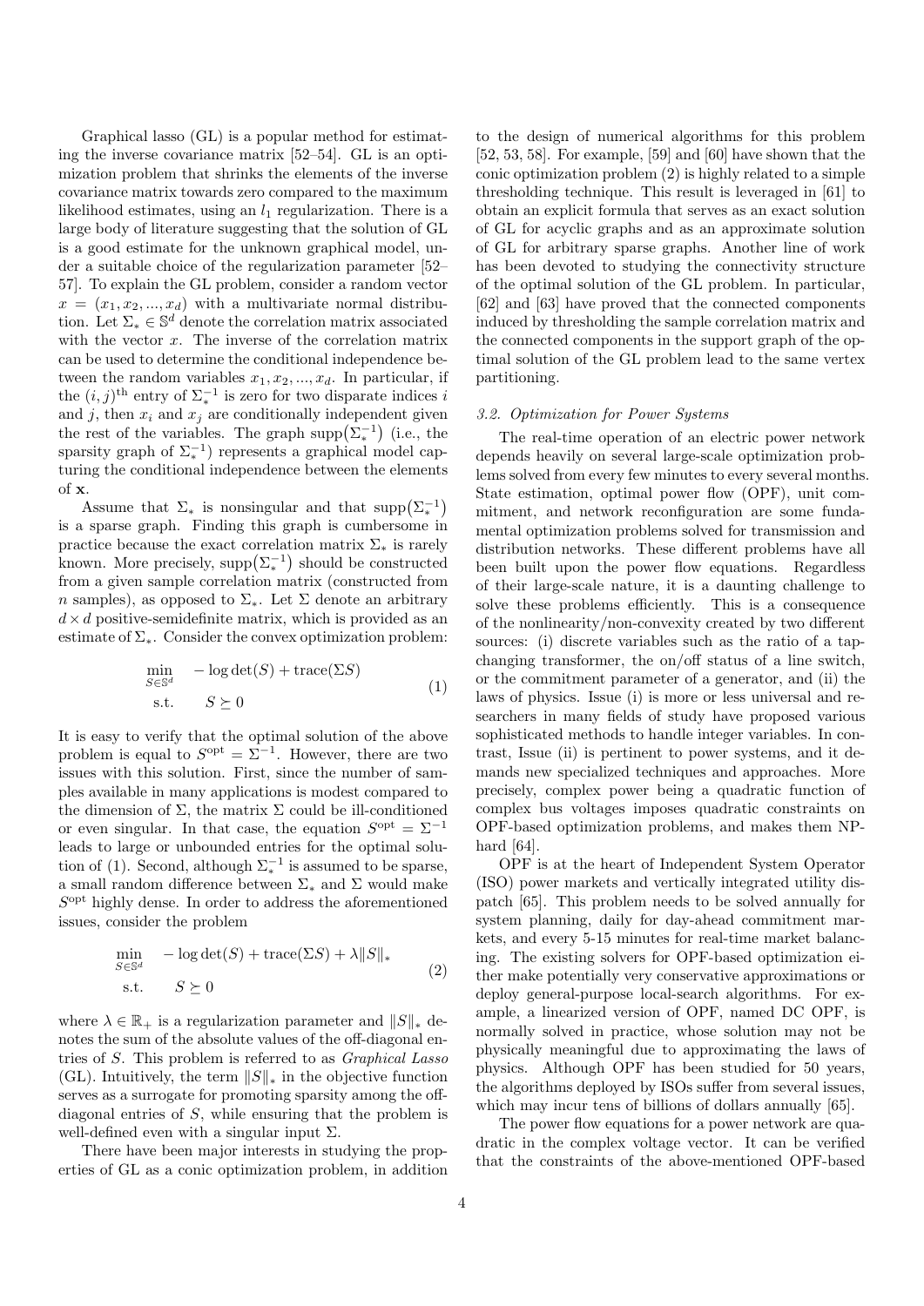Graphical lasso (GL) is a popular method for estimating the inverse covariance matrix [52–54]. GL is an optimization problem that shrinks the elements of the inverse covariance matrix towards zero compared to the maximum likelihood estimates, using an $l_1$ regularization. There is a large body of literature suggesting that the solution of GL is a good estimate for the unknown graphical model, under a suitable choice of the regularization parameter [52–57]. To explain the GL problem, consider a random vector $x = (x_1, x_2, ..., x_d)$ with a multivariate normal distribution. Let $\Sigma_* \in \mathbb{S}^d$ denote the correlation matrix associated with the vector $x$. The inverse of the correlation matrix can be used to determine the conditional independence between the random variables $x_1, x_2, ..., x_d$. In particular, if the $(i, j)^{\text{th}}$ entry of $\Sigma_*^{-1}$ is zero for two disparate indices $i$ and $j$, then $x_i$ and $x_j$ are conditionally independent given the rest of the variables. The graph $\text{supp}(\Sigma_*^{-1})$ (i.e., the sparsity graph of $\Sigma_*^{-1}$) represents a graphical model capturing the conditional independence between the elements of $\mathbf{x}$.

Assume that $\Sigma_*$ is nonsingular and that $\text{supp}(\Sigma_*^{-1})$ is a sparse graph. Finding this graph is cumbersome in practice because the exact correlation matrix $\Sigma_*$ is rarely known. More precisely, $\text{supp}(\Sigma_*^{-1})$ should be constructed from a given sample correlation matrix (constructed from $n$ samples), as opposed to $\Sigma_*$. Let $\Sigma$ denote an arbitrary $d \times d$ positive-semidefinite matrix, which is provided as an estimate of $\Sigma_*$. Consider the convex optimization problem:

$$\begin{aligned} \min_{S \in \mathbb{S}^d} \quad & -\log\det(S) + \text{trace}(\Sigma S) \\ \text{s.t.} \quad & S \succeq 0 \end{aligned} \tag{1}$$

It is easy to verify that the optimal solution of the above problem is equal to $S^{\text{opt}} = \Sigma^{-1}$. However, there are two issues with this solution. First, since the number of samples available in many applications is modest compared to the dimension of $\Sigma$, the matrix $\Sigma$ could be ill-conditioned or even singular. In that case, the equation $S^{\text{opt}} = \Sigma^{-1}$ leads to large or unbounded entries for the optimal solution of (1). Second, although $\Sigma_*^{-1}$ is assumed to be sparse, a small random difference between $\Sigma_*$ and $\Sigma$ would make $S^{\text{opt}}$ highly dense. In order to address the aforementioned issues, consider the problem

$$\begin{aligned} \min_{S \in \mathbb{S}^d} \quad & -\log\det(S) + \text{trace}(\Sigma S) + \lambda \|S\|_* \\ \text{s.t.} \quad & S \succeq 0 \end{aligned} \tag{2}$$

where $\lambda \in \mathbb{R}_+$ is a regularization parameter and $\|S\|_*$ denotes the sum of the absolute values of the off-diagonal entries of $S$. This problem is referred to as *Graphical Lasso* (GL). Intuitively, the term $\|S\|_*$ in the objective function serves as a surrogate for promoting sparsity among the off-diagonal entries of $S$, while ensuring that the problem is well-defined even with a singular input $\Sigma$.

There have been major interests in studying the properties of GL as a conic optimization problem, in addition to the design of numerical algorithms for this problem [52, 53, 58]. For example, [59] and [60] have shown that the conic optimization problem (2) is highly related to a simple thresholding technique. This result is leveraged in [61] to obtain an explicit formula that serves as an exact solution of GL for acyclic graphs and as an approximate solution of GL for arbitrary sparse graphs. Another line of work has been devoted to studying the connectivity structure of the optimal solution of the GL problem. In particular, [62] and [63] have proved that the connected components induced by thresholding the sample correlation matrix and the connected components in the support graph of the optimal solution of the GL problem lead to the same vertex partitioning.

### 3.2. Optimization for Power Systems

The real-time operation of an electric power network depends heavily on several large-scale optimization problems solved from every few minutes to every several months. State estimation, optimal power flow (OPF), unit commitment, and network reconfiguration are some fundamental optimization problems solved for transmission and distribution networks. These different problems have all been built upon the power flow equations. Regardless of their large-scale nature, it is a daunting challenge to solve these problems efficiently. This is a consequence of the nonlinearity/non-convexity created by two different sources: (i) discrete variables such as the ratio of a tap-changing transformer, the on/off status of a line switch, or the commitment parameter of a generator, and (ii) the laws of physics. Issue (i) is more or less universal and researchers in many fields of study have proposed various sophisticated methods to handle integer variables. In contrast, Issue (ii) is pertinent to power systems, and it demands new specialized techniques and approaches. More precisely, complex power being a quadratic function of complex bus voltages imposes quadratic constraints on OPF-based optimization problems, and makes them NP-hard [64].

OPF is at the heart of Independent System Operator (ISO) power markets and vertically integrated utility dispatch [65]. This problem needs to be solved annually for system planning, daily for day-ahead commitment markets, and every 5-15 minutes for real-time market balancing. The existing solvers for OPF-based optimization either make potentially very conservative approximations or deploy general-purpose local-search algorithms. For example, a linearized version of OPF, named DC OPF, is normally solved in practice, whose solution may not be physically meaningful due to approximating the laws of physics. Although OPF has been studied for 50 years, the algorithms deployed by ISOs suffer from several issues, which may incur tens of billions of dollars annually [65].

The power flow equations for a power network are quadratic in the complex voltage vector. It can be verified that the constraints of the above-mentioned OPF-based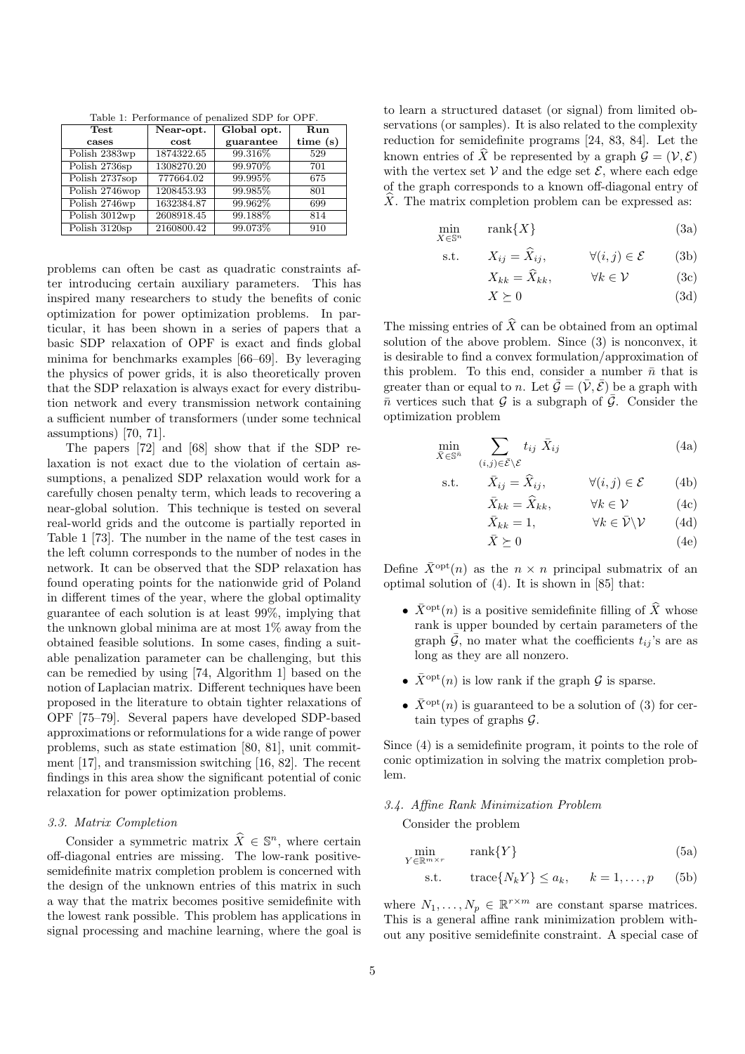Table 1: Performance of penalized SDP for OPF.

| Test cases | Near-opt. cost | Global opt. guarantee | Run time (s) |
|---|---|---|---|
| Polish 2383wp | 1874322.65 | 99.316% | 529 |
| Polish 2736sp | 1308270.20 | 99.970% | 701 |
| Polish 2737sop | 777664.02 | 99.995% | 675 |
| Polish 2746wop | 1208453.93 | 99.985% | 801 |
| Polish 2746wp | 1632384.87 | 99.962% | 699 |
| Polish 3012wp | 2608918.45 | 99.188% | 814 |
| Polish 3120sp | 2160800.42 | 99.073% | 910 |

problems can often be cast as quadratic constraints after introducing certain auxiliary parameters. This has inspired many researchers to study the benefits of conic optimization for power optimization problems. In particular, it has been shown in a series of papers that a basic SDP relaxation of OPF is exact and finds global minima for benchmarks examples [66–69]. By leveraging the physics of power grids, it is also theoretically proven that the SDP relaxation is always exact for every distribution network and every transmission network containing a sufficient number of transformers (under some technical assumptions) [70, 71].

The papers [72] and [68] show that if the SDP relaxation is not exact due to the violation of certain assumptions, a penalized SDP relaxation would work for a carefully chosen penalty term, which leads to recovering a near-global solution. This technique is tested on several real-world grids and the outcome is partially reported in Table 1 [73]. The number in the name of the test cases in the left column corresponds to the number of nodes in the network. It can be observed that the SDP relaxation has found operating points for the nationwide grid of Poland in different times of the year, where the global optimality guarantee of each solution is at least 99%, implying that the unknown global minima are at most 1% away from the obtained feasible solutions. In some cases, finding a suitable penalization parameter can be challenging, but this can be remedied by using [74, Algorithm 1] based on the notion of Laplacian matrix. Different techniques have been proposed in the literature to obtain tighter relaxations of OPF [75–79]. Several papers have developed SDP-based approximations or reformulations for a wide range of power problems, such as state estimation [80, 81], unit commitment [17], and transmission switching [16, 82]. The recent findings in this area show the significant potential of conic relaxation for power optimization problems.

### 3.3. Matrix Completion

Consider a symmetric matrix $\widehat{X} \in \mathbb{S}^n$, where certain off-diagonal entries are missing. The low-rank positive-semidefinite matrix completion problem is concerned with the design of the unknown entries of this matrix in such a way that the matrix becomes positive semidefinite with the lowest rank possible. This problem has applications in signal processing and machine learning, where the goal is to learn a structured dataset (or signal) from limited observations (or samples). It is also related to the complexity reduction for semidefinite programs [24, 83, 84]. Let the known entries of $\widehat{X}$ be represented by a graph $\mathcal{G} = (\mathcal{V}, \mathcal{E})$ with the vertex set $\mathcal{V}$ and the edge set $\mathcal{E}$, where each edge of the graph corresponds to a known off-diagonal entry of $\widehat{X}$. The matrix completion problem can be expressed as:

$$
\begin{aligned}
\min_{X \in \mathbb{S}^n} \quad & \text{rank}\{X\} && \text{(3a)}\\
\text{s.t.} \quad & X_{ij} = \widehat{X}_{ij}, \qquad \forall (i,j) \in \mathcal{E} && \text{(3b)}\\
& X_{kk} = \widehat{X}_{kk}, \qquad \forall k \in \mathcal{V} && \text{(3c)}\\
& X \succeq 0 && \text{(3d)}
\end{aligned}
$$

The missing entries of $\widehat{X}$ can be obtained from an optimal solution of the above problem. Since (3) is nonconvex, it is desirable to find a convex formulation/approximation of this problem. To this end, consider a number $\bar{n}$ that is greater than or equal to $n$. Let $\bar{\mathcal{G}} = (\bar{\mathcal{V}}, \bar{\mathcal{E}})$ be a graph with $\bar{n}$ vertices such that $\mathcal{G}$ is a subgraph of $\bar{\mathcal{G}}$. Consider the optimization problem

$$
\begin{aligned}
\min_{\bar{X} \in \mathbb{S}^{\bar{n}}} \quad & \sum_{(i,j)\in\bar{\mathcal{E}}\backslash\mathcal{E}} t_{ij}\ \bar{X}_{ij} && \text{(4a)}\\
\text{s.t.} \quad & \bar{X}_{ij} = \widehat{X}_{ij}, \qquad \forall (i,j) \in \mathcal{E} && \text{(4b)}\\
& \bar{X}_{kk} = \widehat{X}_{kk}, \qquad \forall k \in \mathcal{V} && \text{(4c)}\\
& \bar{X}_{kk} = 1, \qquad \forall k \in \bar{\mathcal{V}}\backslash\mathcal{V} && \text{(4d)}\\
& \bar{X} \succeq 0 && \text{(4e)}
\end{aligned}
$$

Define $\bar{X}^{\text{opt}}(n)$ as the $n \times n$ principal submatrix of an optimal solution of (4). It is shown in [85] that:

- $\bar{X}^{\text{opt}}(n)$ is a positive semidefinite filling of $\widehat{X}$ whose rank is upper bounded by certain parameters of the graph $\bar{\mathcal{G}}$, no mater what the coefficients $t_{ij}$'s are as long as they are all nonzero.
- $\bar{X}^{\text{opt}}(n)$ is low rank if the graph $\mathcal{G}$ is sparse.
- $\bar{X}^{\text{opt}}(n)$ is guaranteed to be a solution of (3) for certain types of graphs $\mathcal{G}$.

Since (4) is a semidefinite program, it points to the role of conic optimization in solving the matrix completion problem.

### 3.4. Affine Rank Minimization Problem

Consider the problem

$$
\begin{aligned}
\min_{Y \in \mathbb{R}^{m\times r}} \quad & \text{rank}\{Y\} && \text{(5a)}\\
\text{s.t.} \quad & \text{trace}\{N_k Y\} \leq a_k, \qquad k = 1, \ldots, p && \text{(5b)}
\end{aligned}
$$

where $N_1, \ldots, N_p \in \mathbb{R}^{r\times m}$ are constant sparse matrices. This is a general affine rank minimization problem without any positive semidefinite constraint. A special case of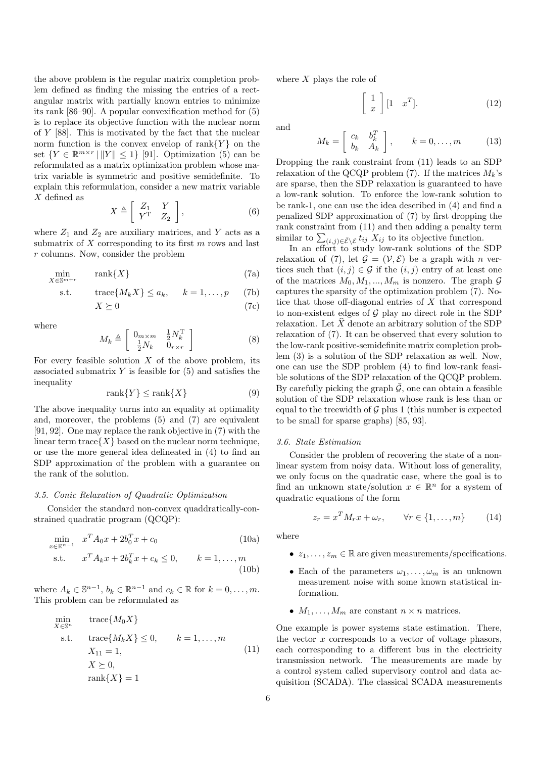the above problem is the regular matrix completion problem defined as finding the missing the entries of a rectangular matrix with partially known entries to minimize its rank [86–90]. A popular convexification method for (5) is to replace its objective function with the nuclear norm of $Y$ [88]. This is motivated by the fact that the nuclear norm function is the convex envelop of $\text{rank}\{Y\}$ on the set $\{Y \in \mathbb{R}^{m\times r} \,|\, \|Y\| \leq 1\}$ [91]. Optimization (5) can be reformulated as a matrix optimization problem whose matrix variable is symmetric and positive semidefinite. To explain this reformulation, consider a new matrix variable $X$ defined as

$$X \triangleq \begin{bmatrix} Z_1 & Y \\ Y^{\mathrm{T}} & Z_2 \end{bmatrix}, \tag{6}$$

where $Z_1$ and $Z_2$ are auxiliary matrices, and $Y$ acts as a submatrix of $X$ corresponding to its first $m$ rows and last $r$ columns. Now, consider the problem

$$\min_{X\in\mathbb{S}^{m+r}} \quad \text{rank}\{X\} \tag{7a}$$

$$\text{s.t.} \quad \text{trace}\{M_k X\} \leq a_k, \quad k=1,\ldots,p \tag{7b}$$

$$X \succeq 0 \tag{7c}$$

where

$$M_k \triangleq \begin{bmatrix} 0_{m\times m} & \frac{1}{2}N_k^{\mathrm{T}} \\ \frac{1}{2}N_k & 0_{r\times r} \end{bmatrix} \tag{8}$$

For every feasible solution $X$ of the above problem, its associated submatrix $Y$ is feasible for (5) and satisfies the inequality

$$\text{rank}\{Y\} \leq \text{rank}\{X\} \tag{9}$$

The above inequality turns into an equality at optimality and, moreover, the problems (5) and (7) are equivalent [91, 92]. One may replace the rank objective in (7) with the linear term $\text{trace}\{X\}$ based on the nuclear norm technique, or use the more general idea delineated in (4) to find an SDP approximation of the problem with a guarantee on the rank of the solution.

### 3.5. Conic Relaxation of Quadratic Optimization

Consider the standard non-convex quaddratically-constrained quadratic program (QCQP):

$$\min_{x\in\mathbb{R}^{n-1}} \quad x^T A_0 x + 2b_0^T x + c_0 \tag{10a}$$

$$\text{s.t.} \quad x^T A_k x + 2b_k^T x + c_k \leq 0, \qquad k=1,\ldots,m \tag{10b}$$

where $A_k \in \mathbb{S}^{n-1}$, $b_k \in \mathbb{R}^{n-1}$ and $c_k \in \mathbb{R}$ for $k=0,\ldots,m$. This problem can be reformulated as

$$\begin{aligned} \min_{X\in\mathbb{S}^n} \quad & \text{trace}\{M_0 X\} \\ \text{s.t.} \quad & \text{trace}\{M_k X\} \leq 0, \qquad k=1,\ldots,m \\ & X_{11} = 1, \\ & X \succeq 0, \\ & \text{rank}\{X\} = 1 \end{aligned} \tag{11}$$

where $X$ plays the role of

$$\begin{bmatrix} 1 \\ x \end{bmatrix} [1 \quad x^T]. \tag{12}$$

and

$$M_k = \begin{bmatrix} c_k & b_k^T \\ b_k & A_k \end{bmatrix}, \qquad k=0,\ldots,m \tag{13}$$

Dropping the rank constraint from (11) leads to an SDP relaxation of the QCQP problem (7). If the matrices $M_k$'s are sparse, then the SDP relaxation is guaranteed to have a low-rank solution. To enforce the low-rank solution to be rank-1, one can use the idea described in (4) and find a penalized SDP approximation of (7) by first dropping the rank constraint from (11) and then adding a penalty term similar to $\sum_{(i,j)\in\bar{\mathcal{E}}\setminus\mathcal{E}} t_{ij} X_{ij}$ to its objective function.

In an effort to study low-rank solutions of the SDP relaxation of (7), let $\mathcal{G} = (\mathcal{V}, \mathcal{E})$ be a graph with $n$ vertices such that $(i,j) \in \mathcal{G}$ if the $(i,j)$ entry of at least one of the matrices $M_0, M_1, ..., M_m$ is nonzero. The graph $\mathcal{G}$ captures the sparsity of the optimization problem (7). Notice that those off-diagonal entries of $X$ that correspond to non-existent edges of $\mathcal{G}$ play no direct role in the SDP relaxation. Let $\widehat{X}$ denote an arbitrary solution of the SDP relaxation of (7). It can be observed that every solution to the low-rank positive-semidefinite matrix completion problem (3) is a solution of the SDP relaxation as well. Now, one can use the SDP problem (4) to find low-rank feasible solutions of the SDP relaxation of the QCQP problem. By carefully picking the graph $\bar{\mathcal{G}}$, one can obtain a feasible solution of the SDP relaxation whose rank is less than or equal to the treewidth of $\mathcal{G}$ plus 1 (this number is expected to be small for sparse graphs) [85, 93].

### 3.6. State Estimation

Consider the problem of recovering the state of a nonlinear system from noisy data. Without loss of generality, we only focus on the quadratic case, where the goal is to find an unknown state/solution $x \in \mathbb{R}^n$ for a system of quadratic equations of the form

$$z_r = x^T M_r x + \omega_r, \qquad \forall r \in \{1,\ldots,m\} \tag{14}$$

where

- $z_1,\ldots,z_m \in \mathbb{R}$ are given measurements/specifications.
- Each of the parameters $\omega_1,\ldots,\omega_m$ is an unknown measurement noise with some known statistical information.
- $M_1,\ldots,M_m$ are constant $n\times n$ matrices.

One example is power systems state estimation. There, the vector $x$ corresponds to a vector of voltage phasors, each corresponding to a different bus in the electricity transmission network. The measurements are made by a control system called supervisory control and data acquisition (SCADA). The classical SCADA measurements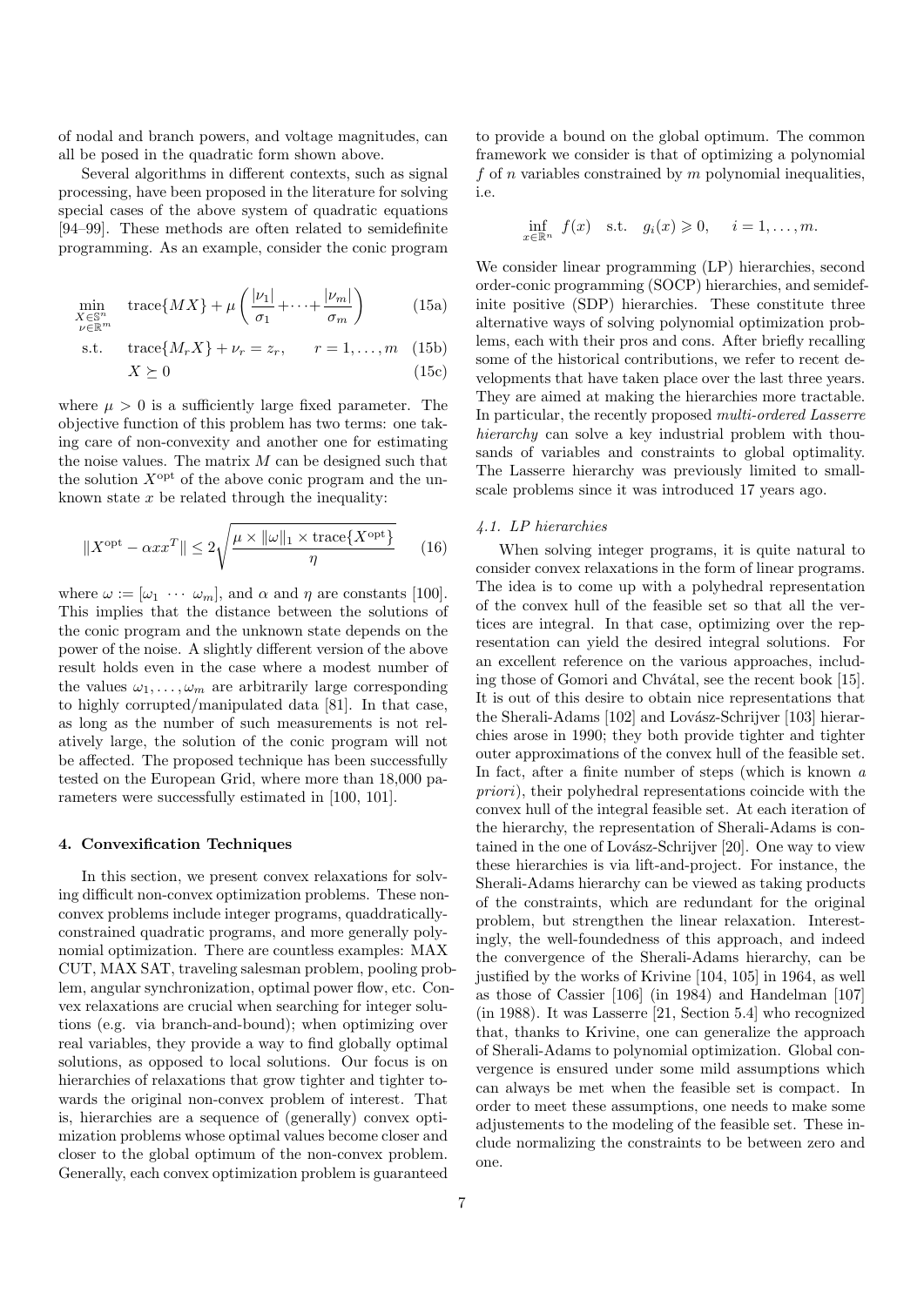of nodal and branch powers, and voltage magnitudes, can all be posed in the quadratic form shown above.

Several algorithms in different contexts, such as signal processing, have been proposed in the literature for solving special cases of the above system of quadratic equations [94–99]. These methods are often related to semidefinite programming. As an example, consider the conic program

$$
\begin{aligned}
\min_{\substack{X \in \mathbb{S}^n \\ \nu \in \mathbb{R}^m}} \quad & \operatorname{trace}\{MX\} + \mu \left( \frac{|\nu_1|}{\sigma_1} + \cdots + \frac{|\nu_m|}{\sigma_m} \right) && \text{(15a)} \\
\text{s.t.} \quad & \operatorname{trace}\{M_r X\} + \nu_r = z_r, \qquad r = 1, \ldots, m && \text{(15b)} \\
& X \succeq 0 && \text{(15c)}
\end{aligned}
$$

where $\mu > 0$ is a sufficiently large fixed parameter. The objective function of this problem has two terms: one taking care of non-convexity and another one for estimating the noise values. The matrix $M$ can be designed such that the solution $X^{\text{opt}}$ of the above conic program and the unknown state $x$ be related through the inequality:

$$
\|X^{\text{opt}} - \alpha x x^T\| \leq 2 \sqrt{\frac{\mu \times \|\omega\|_1 \times \operatorname{trace}\{X^{\text{opt}}\}}{\eta}} \qquad (16)
$$

where $\omega := [\omega_1 \; \cdots \; \omega_m]$, and $\alpha$ and $\eta$ are constants [100]. This implies that the distance between the solutions of the conic program and the unknown state depends on the power of the noise. A slightly different version of the above result holds even in the case where a modest number of the values $\omega_1, \ldots, \omega_m$ are arbitrarily large corresponding to highly corrupted/manipulated data [81]. In that case, as long as the number of such measurements is not relatively large, the solution of the conic program will not be affected. The proposed technique has been successfully tested on the European Grid, where more than 18,000 parameters were successfully estimated in [100, 101].

## 4. Convexification Techniques

In this section, we present convex relaxations for solving difficult non-convex optimization problems. These nonconvex problems include integer programs, quaddratically-constrained quadratic programs, and more generally polynomial optimization. There are countless examples: MAX CUT, MAX SAT, traveling salesman problem, pooling problem, angular synchronization, optimal power flow, etc. Convex relaxations are crucial when searching for integer solutions (e.g. via branch-and-bound); when optimizing over real variables, they provide a way to find globally optimal solutions, as opposed to local solutions. Our focus is on hierarchies of relaxations that grow tighter and tighter towards the original non-convex problem of interest. That is, hierarchies are a sequence of (generally) convex optimization problems whose optimal values become closer and closer to the global optimum of the non-convex problem. Generally, each convex optimization problem is guaranteed to provide a bound on the global optimum. The common framework we consider is that of optimizing a polynomial $f$ of $n$ variables constrained by $m$ polynomial inequalities, i.e.

$$
\inf_{x \in \mathbb{R}^n} \; f(x) \quad \text{s.t.} \quad g_i(x) \geqslant 0, \quad i = 1, \ldots, m.
$$

We consider linear programming (LP) hierarchies, second order-conic programming (SOCP) hierarchies, and semidefinite positive (SDP) hierarchies. These constitute three alternative ways of solving polynomial optimization problems, each with their pros and cons. After briefly recalling some of the historical contributions, we refer to recent developments that have taken place over the last three years. They are aimed at making the hierarchies more tractable. In particular, the recently proposed *multi-ordered Lasserre hierarchy* can solve a key industrial problem with thousands of variables and constraints to global optimality. The Lasserre hierarchy was previously limited to small-scale problems since it was introduced 17 years ago.

### 4.1. LP hierarchies

When solving integer programs, it is quite natural to consider convex relaxations in the form of linear programs. The idea is to come up with a polyhedral representation of the convex hull of the feasible set so that all the vertices are integral. In that case, optimizing over the representation can yield the desired integral solutions. For an excellent reference on the various approaches, including those of Gomori and Chvátal, see the recent book [15]. It is out of this desire to obtain nice representations that the Sherali-Adams [102] and Lovász-Schrijver [103] hierarchies arose in 1990; they both provide tighter and tighter outer approximations of the convex hull of the feasible set. In fact, after a finite number of steps (which is known *a priori*), their polyhedral representations coincide with the convex hull of the integral feasible set. At each iteration of the hierarchy, the representation of Sherali-Adams is contained in the one of Lovász-Schrijver [20]. One way to view these hierarchies is via lift-and-project. For instance, the Sherali-Adams hierarchy can be viewed as taking products of the constraints, which are redundant for the original problem, but strengthen the linear relaxation. Interestingly, the well-foundedness of this approach, and indeed the convergence of the Sherali-Adams hierarchy, can be justified by the works of Krivine [104, 105] in 1964, as well as those of Cassier [106] (in 1984) and Handelman [107] (in 1988). It was Lasserre [21, Section 5.4] who recognized that, thanks to Krivine, one can generalize the approach of Sherali-Adams to polynomial optimization. Global convergence is ensured under some mild assumptions which can always be met when the feasible set is compact. In order to meet these assumptions, one needs to make some adjustements to the modeling of the feasible set. These include normalizing the constraints to be between zero and one.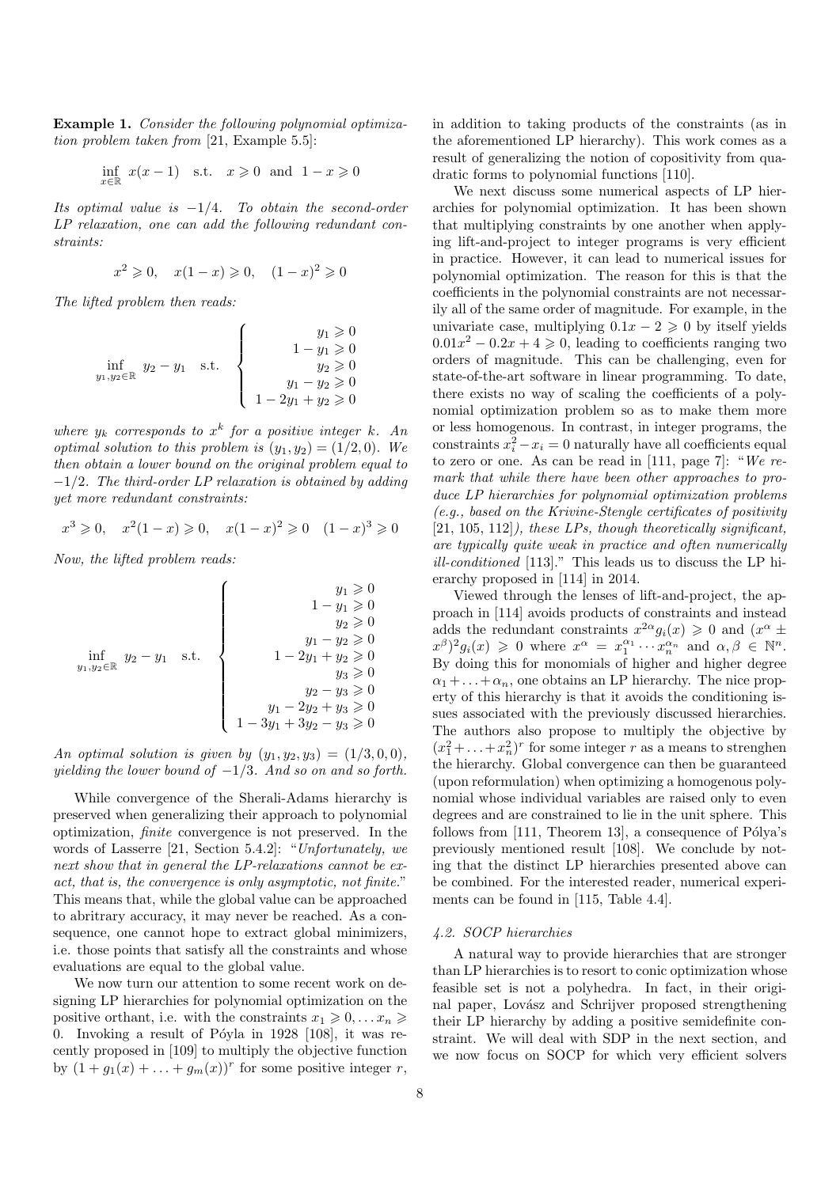**Example 1.** *Consider the following polynomial optimization problem taken from* [21, Example 5.5]:

$$\inf_{x \in \mathbb{R}} \; x(x-1) \quad \text{s.t.} \quad x \geqslant 0 \;\; \text{and} \;\; 1 - x \geqslant 0$$

*Its optimal value is $-1/4$. To obtain the second-order LP relaxation, one can add the following redundant constraints:*

$$x^2 \geqslant 0, \quad x(1-x) \geqslant 0, \quad (1-x)^2 \geqslant 0$$

*The lifted problem then reads:*

$$\inf_{y_1, y_2 \in \mathbb{R}} \; y_2 - y_1 \quad \text{s.t.} \quad \left\{ \begin{array}{r} y_1 \geqslant 0 \\ 1 - y_1 \geqslant 0 \\ y_2 \geqslant 0 \\ y_1 - y_2 \geqslant 0 \\ 1 - 2y_1 + y_2 \geqslant 0 \end{array} \right.$$

*where $y_k$ corresponds to $x^k$ for a positive integer $k$. An optimal solution to this problem is $(y_1, y_2) = (1/2, 0)$. We then obtain a lower bound on the original problem equal to $-1/2$. The third-order LP relaxation is obtained by adding yet more redundant constraints:*

$$x^3 \geqslant 0, \quad x^2(1-x) \geqslant 0, \quad x(1-x)^2 \geqslant 0 \quad (1-x)^3 \geqslant 0$$

*Now, the lifted problem reads:*

$$\inf_{y_1, y_2 \in \mathbb{R}} \; y_2 - y_1 \quad \text{s.t.} \quad \left\{ \begin{array}{r} y_1 \geqslant 0 \\ 1 - y_1 \geqslant 0 \\ y_2 \geqslant 0 \\ y_1 - y_2 \geqslant 0 \\ 1 - 2y_1 + y_2 \geqslant 0 \\ y_3 \geqslant 0 \\ y_2 - y_3 \geqslant 0 \\ y_1 - 2y_2 + y_3 \geqslant 0 \\ 1 - 3y_1 + 3y_2 - y_3 \geqslant 0 \end{array} \right.$$

*An optimal solution is given by $(y_1, y_2, y_3) = (1/3, 0, 0)$, yielding the lower bound of $-1/3$. And so on and so forth.*

While convergence of the Sherali-Adams hierarchy is preserved when generalizing their approach to polynomial optimization, *finite* convergence is not preserved. In the words of Lasserre [21, Section 5.4.2]: "*Unfortunately, we next show that in general the LP-relaxations cannot be exact, that is, the convergence is only asymptotic, not finite.*" This means that, while the global value can be approached to abritrary accuracy, it may never be reached. As a consequence, one cannot hope to extract global minimizers, i.e. those points that satisfy all the constraints and whose evaluations are equal to the global value.

We now turn our attention to some recent work on designing LP hierarchies for polynomial optimization on the positive orthant, i.e. with the constraints $x_1 \geqslant 0, \ldots x_n \geqslant 0$. Invoking a result of Póyla in 1928 [108], it was recently proposed in [109] to multiply the objective function by $(1 + g_1(x) + \ldots + g_m(x))^r$ for some positive integer $r$, in addition to taking products of the constraints (as in the aforementioned LP hierarchy). This work comes as a result of generalizing the notion of copositivity from quadratic forms to polynomial functions [110].

We next discuss some numerical aspects of LP hierarchies for polynomial optimization. It has been shown that multiplying constraints by one another when applying lift-and-project to integer programs is very efficient in practice. However, it can lead to numerical issues for polynomial optimization. The reason for this is that the coefficients in the polynomial constraints are not necessarily all of the same order of magnitude. For example, in the univariate case, multiplying $0.1x - 2 \geqslant 0$ by itself yields $0.01x^2 - 0.2x + 4 \geqslant 0$, leading to coefficients ranging two orders of magnitude. This can be challenging, even for state-of-the-art software in linear programming. To date, there exists no way of scaling the coefficients of a polynomial optimization problem so as to make them more or less homogenous. In contrast, in integer programs, the constraints $x_i^2 - x_i = 0$ naturally have all coefficients equal to zero or one. As can be read in [111, page 7]: "*We remark that while there have been other approaches to produce LP hierarchies for polynomial optimization problems (e.g., based on the Krivine-Stengle certificates of positivity* [21, 105, 112]*), these LPs, though theoretically significant, are typically quite weak in practice and often numerically ill-conditioned* [113]." This leads us to discuss the LP hierarchy proposed in [114] in 2014.

Viewed through the lenses of lift-and-project, the approach in [114] avoids products of constraints and instead adds the redundant constraints $x^{2\alpha} g_i(x) \geqslant 0$ and $(x^\alpha \pm x^\beta)^2 g_i(x) \geqslant 0$ where $x^\alpha = x_1^{\alpha_1} \cdots x_n^{\alpha_n}$ and $\alpha, \beta \in \mathbb{N}^n$. By doing this for monomials of higher and higher degree $\alpha_1 + \ldots + \alpha_n$, one obtains an LP hierarchy. The nice property of this hierarchy is that it avoids the conditioning issues associated with the previously discussed hierarchies. The authors also propose to multiply the objective by $(x_1^2 + \ldots + x_n^2)^r$ for some integer $r$ as a means to strenghen the hierarchy. Global convergence can then be guaranteed (upon reformulation) when optimizing a homogenous polynomial whose individual variables are raised only to even degrees and are constrained to lie in the unit sphere. This follows from [111, Theorem 13], a consequence of Pólya's previously mentioned result [108]. We conclude by noting that the distinct LP hierarchies presented above can be combined. For the interested reader, numerical experiments can be found in [115, Table 4.4].

### 4.2. SOCP hierarchies

A natural way to provide hierarchies that are stronger than LP hierarchies is to resort to conic optimization whose feasible set is not a polyhedra. In fact, in their original paper, Lovász and Schrijver proposed strengthening their LP hierarchy by adding a positive semidefinite constraint. We will deal with SDP in the next section, and we now focus on SOCP for which very efficient solvers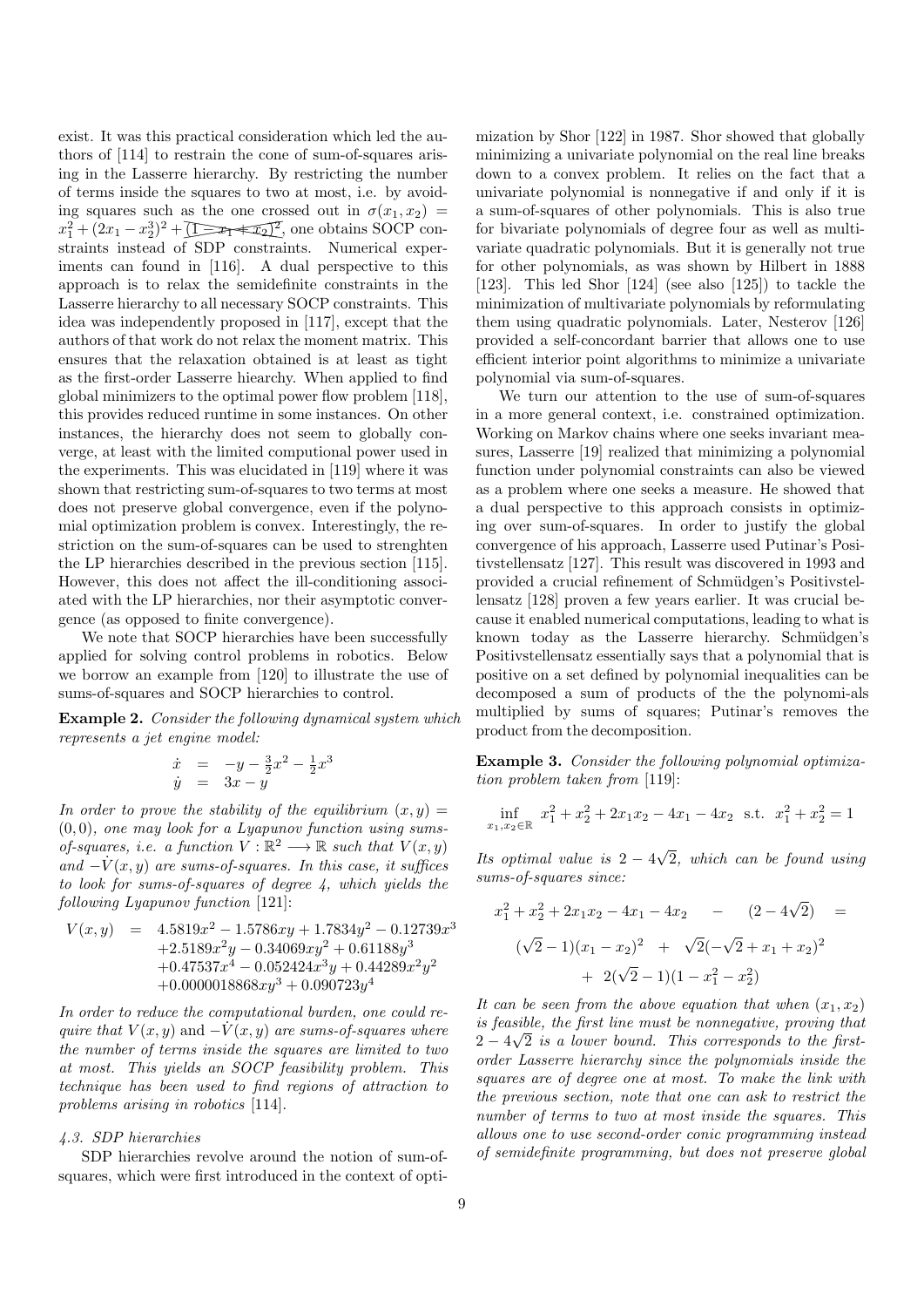exist. It was this practical consideration which led the authors of [114] to restrain the cone of sum-of-squares arising in the Lasserre hierarchy. By restricting the number of terms inside the squares to two at most, i.e. by avoiding squares such as the one crossed out in $\sigma(x_1,x_2) = x_1^2 + (2x_1 - x_2^3)^2 + \cancel{(1 - x_1 + x_2)^2}$, one obtains SOCP constraints instead of SDP constraints. Numerical experiments can found in [116]. A dual perspective to this approach is to relax the semidefinite constraints in the Lasserre hierarchy to all necessary SOCP constraints. This idea was independently proposed in [117], except that the authors of that work do not relax the moment matrix. This ensures that the relaxation obtained is at least as tight as the first-order Lasserre hiearchy. When applied to find global minimizers to the optimal power flow problem [118], this provides reduced runtime in some instances. On other instances, the hierarchy does not seem to globally converge, at least with the limited computional power used in the experiments. This was elucidated in [119] where it was shown that restricting sum-of-squares to two terms at most does not preserve global convergence, even if the polynomial optimization problem is convex. Interestingly, the restriction on the sum-of-squares can be used to strenghten the LP hierarchies described in the previous section [115]. However, this does not affect the ill-conditioning associated with the LP hierarchies, nor their asymptotic convergence (as opposed to finite convergence).

We note that SOCP hierarchies have been successfully applied for solving control problems in robotics. Below we borrow an example from [120] to illustrate the use of sums-of-squares and SOCP hierarchies to control.

**Example 2.** *Consider the following dynamical system which represents a jet engine model:*

$$\begin{aligned} \dot{x} &= -y - \tfrac{3}{2}x^2 - \tfrac{1}{2}x^3 \\ \dot{y} &= 3x - y \end{aligned}$$

*In order to prove the stability of the equilibrium $(x,y) = (0,0)$, one may look for a Lyapunov function using sums-of-squares, i.e. a function $V : \mathbb{R}^2 \longrightarrow \mathbb{R}$ such that $V(x,y)$ and $-\dot{V}(x,y)$ are sums-of-squares. In this case, it suffices to look for sums-of-squares of degree 4, which yields the following Lyapunov function* [121]:

$$\begin{aligned} V(x,y) \;=\; & 4.5819x^2 - 1.5786xy + 1.7834y^2 - 0.12739x^3 \\ & + 2.5189x^2y - 0.34069xy^2 + 0.61188y^3 \\ & + 0.47537x^4 - 0.052424x^3y + 0.44289x^2y^2 \\ & + 0.0000018868xy^3 + 0.090723y^4 \end{aligned}$$

*In order to reduce the computational burden, one could require that $V(x,y)$ and $-\dot{V}(x,y)$ are sums-of-squares where the number of terms inside the squares are limited to two at most. This yields an SOCP feasibility problem. This technique has been used to find regions of attraction to problems arising in robotics* [114].

### 4.3. SDP hierarchies

SDP hierarchies revolve around the notion of sum-of-squares, which were first introduced in the context of optimization by Shor [122] in 1987. Shor showed that globally minimizing a univariate polynomial on the real line breaks down to a convex problem. It relies on the fact that a univariate polynomial is nonnegative if and only if it is a sum-of-squares of other polynomials. This is also true for bivariate polynomials of degree four as well as multivariate quadratic polynomials. But it is generally not true for other polynomials, as was shown by Hilbert in 1888 [123]. This led Shor [124] (see also [125]) to tackle the minimization of multivariate polynomials by reformulating them using quadratic polynomials. Later, Nesterov [126] provided a self-concordant barrier that allows one to use efficient interior point algorithms to minimize a univariate polynomial via sum-of-squares.

We turn our attention to the use of sum-of-squares in a more general context, i.e. constrained optimization. Working on Markov chains where one seeks invariant measures, Lasserre [19] realized that minimizing a polynomial function under polynomial constraints can also be viewed as a problem where one seeks a measure. He showed that a dual perspective to this approach consists in optimizing over sum-of-squares. In order to justify the global convergence of his approach, Lasserre used Putinar's Positivstellensatz [127]. This result was discovered in 1993 and provided a crucial refinement of Schmüdgen's Positivstellensatz [128] proven a few years earlier. It was crucial because it enabled numerical computations, leading to what is known today as the Lasserre hierarchy. Schmüdgen's Positivstellensatz essentially says that a polynomial that is positive on a set defined by polynomial inequalities can be decomposed a sum of products of the the polynomi-als multiplied by sums of squares; Putinar's removes the product from the decomposition.

**Example 3.** *Consider the following polynomial optimization problem taken from* [119]:

$$\inf_{x_1,x_2 \in \mathbb{R}} \; x_1^2 + x_2^2 + 2x_1x_2 - 4x_1 - 4x_2 \quad \text{s.t.} \quad x_1^2 + x_2^2 = 1$$

*Its optimal value is $2 - 4\sqrt{2}$, which can be found using sums-of-squares since:*

$$\begin{aligned} x_1^2 + x_2^2 + 2x_1x_2 - 4x_1 - 4x_2 \quad - \quad (2 - 4\sqrt{2}) \quad = \\ (\sqrt{2}-1)(x_1 - x_2)^2 \quad + \quad \sqrt{2}(-\sqrt{2} + x_1 + x_2)^2 \\ + \;\; 2(\sqrt{2}-1)(1 - x_1^2 - x_2^2) \end{aligned}$$

*It can be seen from the above equation that when $(x_1,x_2)$ is feasible, the first line must be nonnegative, proving that $2 - 4\sqrt{2}$ is a lower bound. This corresponds to the first-order Lasserre hierarchy since the polynomials inside the squares are of degree one at most. To make the link with the previous section, note that one can ask to restrict the number of terms to two at most inside the squares. This allows one to use second-order conic programming instead of semidefinite programming, but does not preserve global*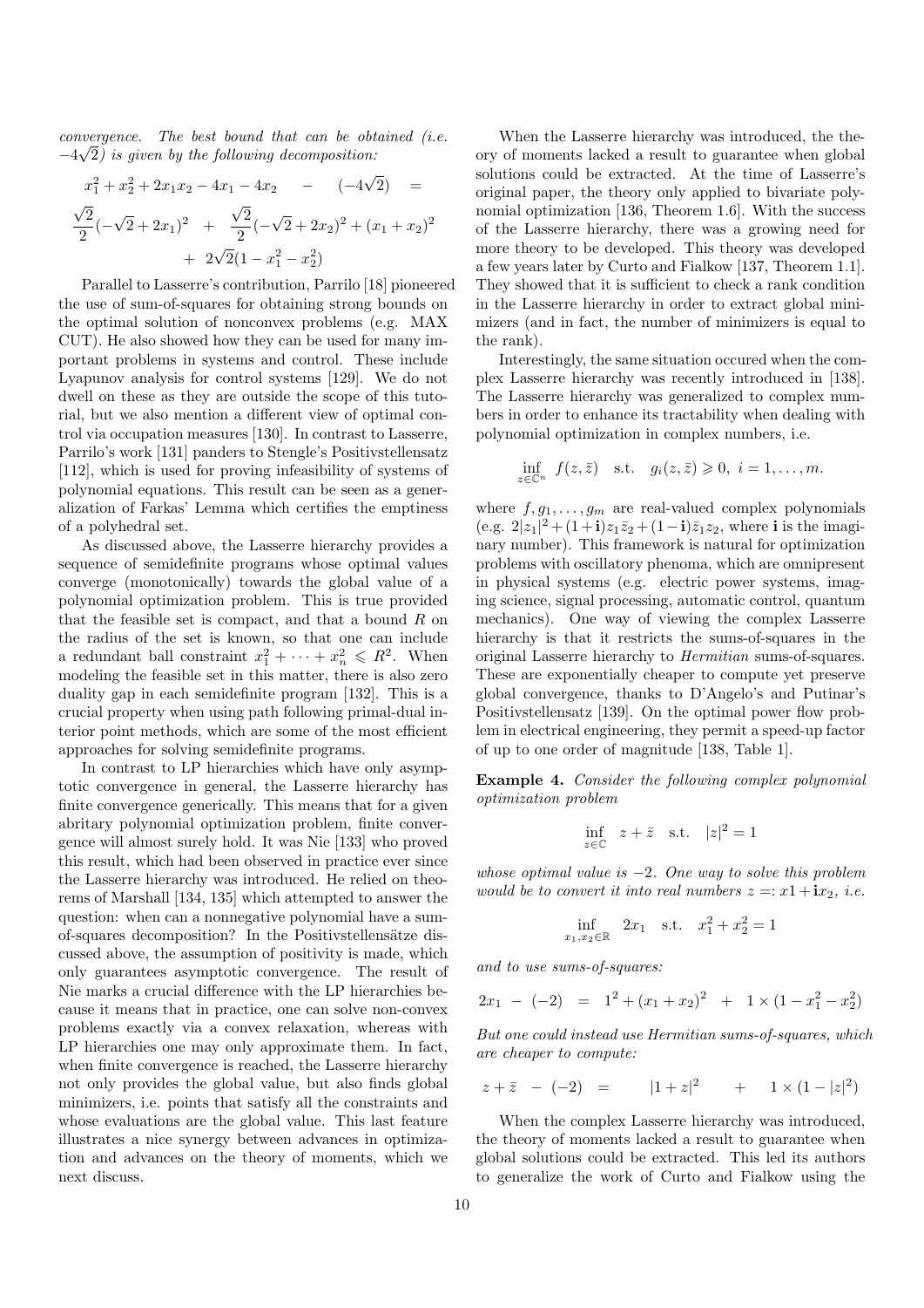*convergence. The best bound that can be obtained (i.e. $-4\sqrt{2}$) is given by the following decomposition:*

$$x_1^2 + x_2^2 + 2x_1x_2 - 4x_1 - 4x_2 \quad - \quad (-4\sqrt{2}) \quad =$$
$$\frac{\sqrt{2}}{2}(-\sqrt{2}+2x_1)^2 \quad + \quad \frac{\sqrt{2}}{2}(-\sqrt{2}+2x_2)^2 + (x_1+x_2)^2$$
$$+ \quad 2\sqrt{2}(1 - x_1^2 - x_2^2)$$

Parallel to Lasserre's contribution, Parrilo [18] pioneered the use of sum-of-squares for obtaining strong bounds on the optimal solution of nonconvex problems (e.g. MAX CUT). He also showed how they can be used for many important problems in systems and control. These include Lyapunov analysis for control systems [129]. We do not dwell on these as they are outside the scope of this tutorial, but we also mention a different view of optimal control via occupation measures [130]. In contrast to Lasserre, Parrilo's work [131] panders to Stengle's Positivstellensatz [112], which is used for proving infeasibility of systems of polynomial equations. This result can be seen as a generalization of Farkas' Lemma which certifies the emptiness of a polyhedral set.

As discussed above, the Lasserre hierarchy provides a sequence of semidefinite programs whose optimal values converge (monotonically) towards the global value of a polynomial optimization problem. This is true provided that the feasible set is compact, and that a bound $R$ on the radius of the set is known, so that one can include a redundant ball constraint $x_1^2 + \cdots + x_n^2 \leqslant R^2$. When modeling the feasible set in this matter, there is also zero duality gap in each semidefinite program [132]. This is a crucial property when using path following primal-dual interior point methods, which are some of the most efficient approaches for solving semidefinite programs.

In contrast to LP hierarchies which have only asymptotic convergence in general, the Lasserre hierarchy has finite convergence generically. This means that for a given abritary polynomial optimization problem, finite convergence will almost surely hold. It was Nie [133] who proved this result, which had been observed in practice ever since the Lasserre hierarchy was introduced. He relied on theorems of Marshall [134, 135] which attempted to answer the question: when can a nonnegative polynomial have a sum-of-squares decomposition? In the Positivstellensätze discussed above, the assumption of positivity is made, which only guarantees asymptotic convergence. The result of Nie marks a crucial difference with the LP hierarchies because it means that in practice, one can solve non-convex problems exactly via a convex relaxation, whereas with LP hierarchies one may only approximate them. In fact, when finite convergence is reached, the Lasserre hierarchy not only provides the global value, but also finds global minimizers, i.e. points that satisfy all the constraints and whose evaluations are the global value. This last feature illustrates a nice synergy between advances in optimization and advances on the theory of moments, which we next discuss.

When the Lasserre hierarchy was introduced, the theory of moments lacked a result to guarantee when global solutions could be extracted. At the time of Lasserre's original paper, the theory only applied to bivariate polynomial optimization [136, Theorem 1.6]. With the success of the Lasserre hierarchy, there was a growing need for more theory to be developed. This theory was developed a few years later by Curto and Fialkow [137, Theorem 1.1]. They showed that it is sufficient to check a rank condition in the Lasserre hierarchy in order to extract global minimizers (and in fact, the number of minimizers is equal to the rank).

Interestingly, the same situation occured when the complex Lasserre hierarchy was recently introduced in [138]. The Lasserre hierarchy was generalized to complex numbers in order to enhance its tractability when dealing with polynomial optimization in complex numbers, i.e.

$$\inf_{z \in \mathbb{C}^n} \; f(z, \bar{z}) \quad \text{s.t.} \quad g_i(z, \bar{z}) \geqslant 0, \; i = 1, \ldots, m.$$

where $f, g_1, \ldots, g_m$ are real-valued complex polynomials (e.g. $2|z_1|^2 + (1+\mathbf{i})z_1\bar{z}_2 + (1-\mathbf{i})\bar{z}_1 z_2$, where $\mathbf{i}$ is the imaginary number). This framework is natural for optimization problems with oscillatory phenoma, which are omnipresent in physical systems (e.g. electric power systems, imaging science, signal processing, automatic control, quantum mechanics). One way of viewing the complex Lasserre hierarchy is that it restricts the sums-of-squares in the original Lasserre hierarchy to *Hermitian* sums-of-squares. These are exponentially cheaper to compute yet preserve global convergence, thanks to D'Angelo's and Putinar's Positivstellensatz [139]. On the optimal power flow problem in electrical engineering, they permit a speed-up factor of up to one order of magnitude [138, Table 1].

**Example 4.** *Consider the following complex polynomial optimization problem*

$$\inf_{z \in \mathbb{C}} \; z + \bar{z} \quad \text{s.t.} \quad |z|^2 = 1$$

*whose optimal value is $-2$. One way to solve this problem would be to convert it into real numbers $z =: x1 + \mathbf{i}x_2$, i.e.*

$$\inf_{x_1, x_2 \in \mathbb{R}} \; 2x_1 \quad \text{s.t.} \quad x_1^2 + x_2^2 = 1$$

*and to use sums-of-squares:*

$$2x_1 \; - \; (-2) \; = \; 1^2 + (x_1 + x_2)^2 \; + \; 1 \times (1 - x_1^2 - x_2^2)$$

*But one could instead use Hermitian sums-of-squares, which are cheaper to compute:*

$$z + \bar{z} \; - \; (-2) \; = \; |1 + z|^2 \; + \; 1 \times (1 - |z|^2)$$

When the complex Lasserre hierarchy was introduced, the theory of moments lacked a result to guarantee when global solutions could be extracted. This led its authors to generalize the work of Curto and Fialkow using the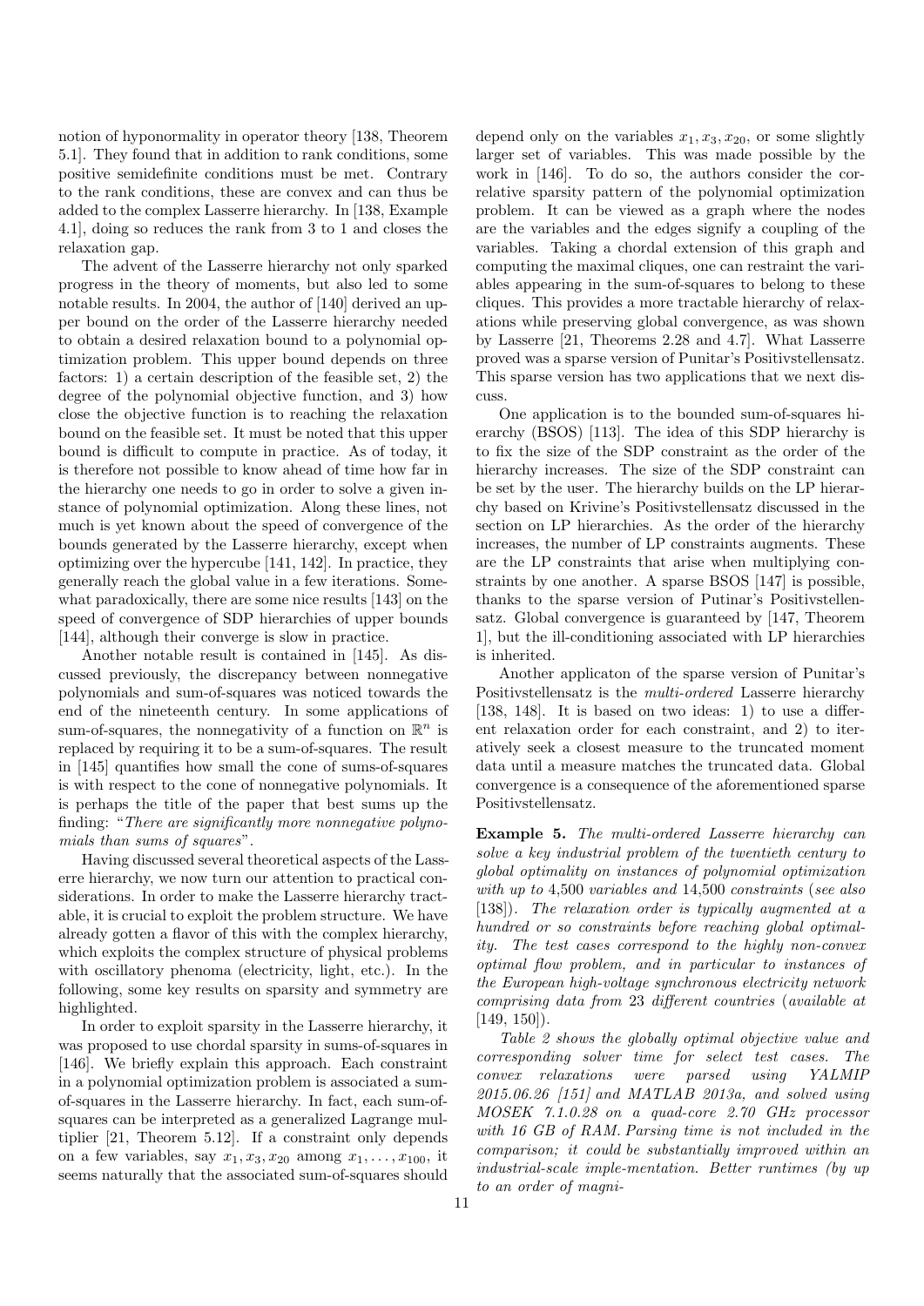notion of hyponormality in operator theory [138, Theorem 5.1]. They found that in addition to rank conditions, some positive semidefinite conditions must be met. Contrary to the rank conditions, these are convex and can thus be added to the complex Lasserre hierarchy. In [138, Example 4.1], doing so reduces the rank from 3 to 1 and closes the relaxation gap.

The advent of the Lasserre hierarchy not only sparked progress in the theory of moments, but also led to some notable results. In 2004, the author of [140] derived an upper bound on the order of the Lasserre hierarchy needed to obtain a desired relaxation bound to a polynomial optimization problem. This upper bound depends on three factors: 1) a certain description of the feasible set, 2) the degree of the polynomial objective function, and 3) how close the objective function is to reaching the relaxation bound on the feasible set. It must be noted that this upper bound is difficult to compute in practice. As of today, it is therefore not possible to know ahead of time how far in the hierarchy one needs to go in order to solve a given instance of polynomial optimization. Along these lines, not much is yet known about the speed of convergence of the bounds generated by the Lasserre hierarchy, except when optimizing over the hypercube [141, 142]. In practice, they generally reach the global value in a few iterations. Somewhat paradoxically, there are some nice results [143] on the speed of convergence of SDP hierarchies of upper bounds [144], although their converge is slow in practice.

Another notable result is contained in [145]. As discussed previously, the discrepancy between nonnegative polynomials and sum-of-squares was noticed towards the end of the nineteenth century. In some applications of sum-of-squares, the nonnegativity of a function on $\mathbb{R}^n$ is replaced by requiring it to be a sum-of-squares. The result in [145] quantifies how small the cone of sums-of-squares is with respect to the cone of nonnegative polynomials. It is perhaps the title of the paper that best sums up the finding: "*There are significantly more nonnegative polynomials than sums of squares*".

Having discussed several theoretical aspects of the Lasserre hierarchy, we now turn our attention to practical considerations. In order to make the Lasserre hierarchy tractable, it is crucial to exploit the problem structure. We have already gotten a flavor of this with the complex hierarchy, which exploits the complex structure of physical problems with oscillatory phenoma (electricity, light, etc.). In the following, some key results on sparsity and symmetry are highlighted.

In order to exploit sparsity in the Lasserre hierarchy, it was proposed to use chordal sparsity in sums-of-squares in [146]. We briefly explain this approach. Each constraint in a polynomial optimization problem is associated a sum-of-squares in the Lasserre hierarchy. In fact, each sum-of-squares can be interpreted as a generalized Lagrange multiplier [21, Theorem 5.12]. If a constraint only depends on a few variables, say $x_1, x_3, x_{20}$ among $x_1, \ldots, x_{100}$, it seems naturally that the associated sum-of-squares should depend only on the variables $x_1, x_3, x_{20}$, or some slightly larger set of variables. This was made possible by the work in [146]. To do so, the authors consider the correlative sparsity pattern of the polynomial optimization problem. It can be viewed as a graph where the nodes are the variables and the edges signify a coupling of the variables. Taking a chordal extension of this graph and computing the maximal cliques, one can restraint the variables appearing in the sum-of-squares to belong to these cliques. This provides a more tractable hierarchy of relaxations while preserving global convergence, as was shown by Lasserre [21, Theorems 2.28 and 4.7]. What Lasserre proved was a sparse version of Punitar's Positivstellensatz. This sparse version has two applications that we next discuss.

One application is to the bounded sum-of-squares hierarchy (BSOS) [113]. The idea of this SDP hierarchy is to fix the size of the SDP constraint as the order of the hierarchy increases. The size of the SDP constraint can be set by the user. The hierarchy builds on the LP hierarchy based on Krivine's Positivstellensatz discussed in the section on LP hierarchies. As the order of the hierarchy increases, the number of LP constraints augments. These are the LP constraints that arise when multiplying constraints by one another. A sparse BSOS [147] is possible, thanks to the sparse version of Putinar's Positivstellensatz. Global convergence is guaranteed by [147, Theorem 1], but the ill-conditioning associated with LP hierarchies is inherited.

Another applicaton of the sparse version of Punitar's Positivstellensatz is the *multi-ordered* Lasserre hierarchy [138, 148]. It is based on two ideas: 1) to use a different relaxation order for each constraint, and 2) to iteratively seek a closest measure to the truncated moment data until a measure matches the truncated data. Global convergence is a consequence of the aforementioned sparse Positivstellensatz.

**Example 5.** *The multi-ordered Lasserre hierarchy can solve a key industrial problem of the twentieth century to global optimality on instances of polynomial optimization with up to* 4,500 *variables and* 14,500 *constraints (see also* [138]*). The relaxation order is typically augmented at a hundred or so constraints before reaching global optimality. The test cases correspond to the highly non-convex optimal flow problem, and in particular to instances of the European high-voltage synchronous electricity network comprising data from* 23 *different countries (available at* [149, 150]*).*

*Table 2 shows the globally optimal objective value and corresponding solver time for select test cases. The convex relaxations were parsed using YALMIP 2015.06.26 [151] and MATLAB 2013a, and solved using MOSEK 7.1.0.28 on a quad-core 2.70 GHz processor with 16 GB of RAM. Parsing time is not included in the comparison; it could be substantially improved within an industrial-scale imple-mentation. Better runtimes (by up to an order of magni-*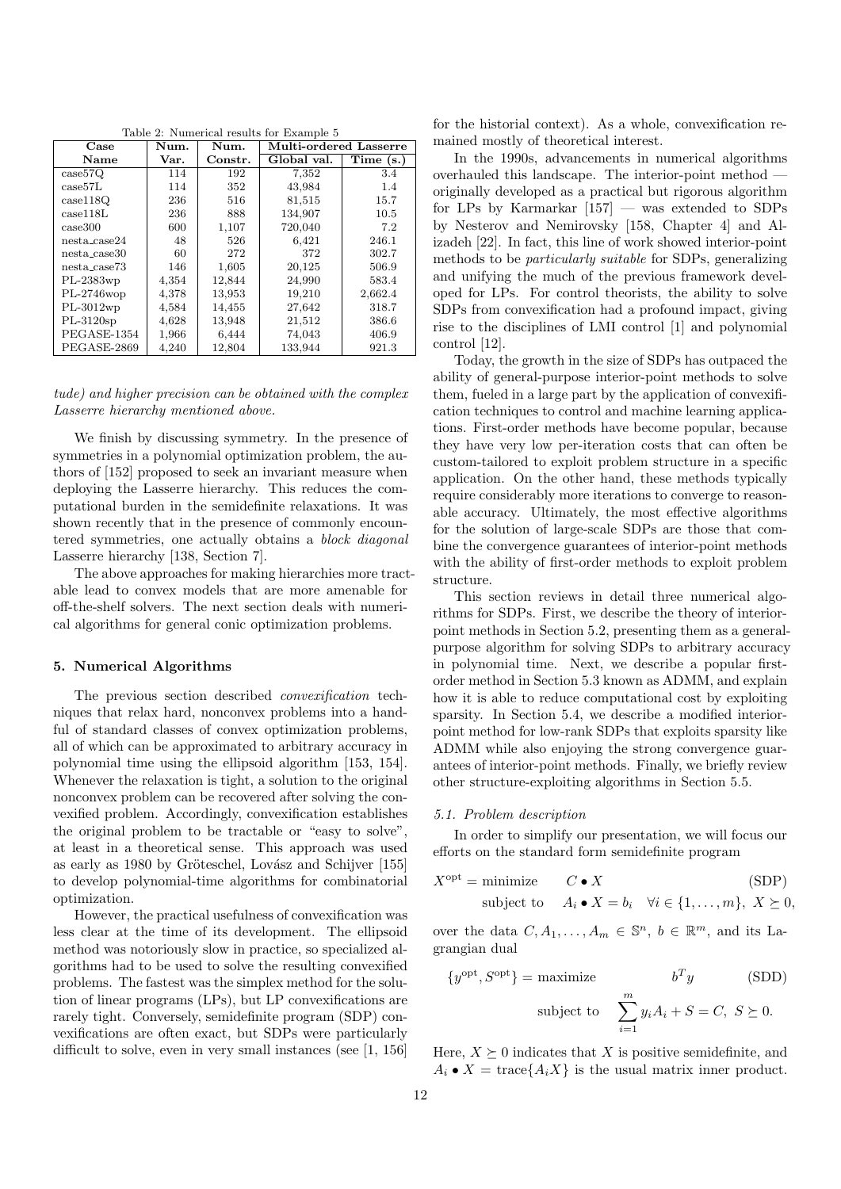Table 2: Numerical results for Example 5

| Case Name | Num. Var. | Num. Constr. | Multi-ordered Lasserre Global val. | Time (s.) |
|---|---|---|---|---|
| case57Q | 114 | 192 | 7,352 | 3.4 |
| case57L | 114 | 352 | 43,984 | 1.4 |
| case118Q | 236 | 516 | 81,515 | 15.7 |
| case118L | 236 | 888 | 134,907 | 10.5 |
| case300 | 600 | 1,107 | 720,040 | 7.2 |
| nesta_case24 | 48 | 526 | 6,421 | 246.1 |
| nesta_case30 | 60 | 272 | 372 | 302.7 |
| nesta_case73 | 146 | 1,605 | 20,125 | 506.9 |
| PL-2383wp | 4,354 | 12,844 | 24,990 | 583.4 |
| PL-2746wop | 4,378 | 13,953 | 19,210 | 2,662.4 |
| PL-3012wp | 4,584 | 14,455 | 27,642 | 318.7 |
| PL-3120sp | 4,628 | 13,948 | 21,512 | 386.6 |
| PEGASE-1354 | 1,966 | 6,444 | 74,043 | 406.9 |
| PEGASE-2869 | 4,240 | 12,804 | 133,944 | 921.3 |

*tude) and higher precision can be obtained with the complex Lasserre hierarchy mentioned above.*

We finish by discussing symmetry. In the presence of symmetries in a polynomial optimization problem, the authors of [152] proposed to seek an invariant measure when deploying the Lasserre hierarchy. This reduces the computational burden in the semidefinite relaxations. It was shown recently that in the presence of commonly encountered symmetries, one actually obtains a *block diagonal* Lasserre hierarchy [138, Section 7].

The above approaches for making hierarchies more tractable lead to convex models that are more amenable for off-the-shelf solvers. The next section deals with numerical algorithms for general conic optimization problems.

## 5. Numerical Algorithms

The previous section described *convexification* techniques that relax hard, nonconvex problems into a handful of standard classes of convex optimization problems, all of which can be approximated to arbitrary accuracy in polynomial time using the ellipsoid algorithm [153, 154]. Whenever the relaxation is tight, a solution to the original nonconvex problem can be recovered after solving the convexified problem. Accordingly, convexification establishes the original problem to be tractable or "easy to solve", at least in a theoretical sense. This approach was used as early as 1980 by Gröteschel, Lovász and Schijver [155] to develop polynomial-time algorithms for combinatorial optimization.

However, the practical usefulness of convexification was less clear at the time of its development. The ellipsoid method was notoriously slow in practice, so specialized algorithms had to be used to solve the resulting convexified problems. The fastest was the simplex method for the solution of linear programs (LPs), but LP convexifications are rarely tight. Conversely, semidefinite program (SDP) convexifications are often exact, but SDPs were particularly difficult to solve, even in very small instances (see [1, 156] for the historial context). As a whole, convexification remained mostly of theoretical interest.

In the 1990s, advancements in numerical algorithms overhauled this landscape. The interior-point method — originally developed as a practical but rigorous algorithm for LPs by Karmarkar [157] — was extended to SDPs by Nesterov and Nemirovsky [158, Chapter 4] and Alizadeh [22]. In fact, this line of work showed interior-point methods to be *particularly suitable* for SDPs, generalizing and unifying the much of the previous framework developed for LPs. For control theorists, the ability to solve SDPs from convexification had a profound impact, giving rise to the disciplines of LMI control [1] and polynomial control [12].

Today, the growth in the size of SDPs has outpaced the ability of general-purpose interior-point methods to solve them, fueled in a large part by the application of convexification techniques to control and machine learning applications. First-order methods have become popular, because they have very low per-iteration costs that can often be custom-tailored to exploit problem structure in a specific application. On the other hand, these methods typically require considerably more iterations to converge to reasonable accuracy. Ultimately, the most effective algorithms for the solution of large-scale SDPs are those that combine the convergence guarantees of interior-point methods with the ability of first-order methods to exploit problem structure.

This section reviews in detail three numerical algorithms for SDPs. First, we describe the theory of interior-point methods in Section 5.2, presenting them as a general-purpose algorithm for solving SDPs to arbitrary accuracy in polynomial time. Next, we describe a popular first-order method in Section 5.3 known as ADMM, and explain how it is able to reduce computational cost by exploiting sparsity. In Section 5.4, we describe a modified interior-point method for low-rank SDPs that exploits sparsity like ADMM while also enjoying the strong convergence guarantees of interior-point methods. Finally, we briefly review other structure-exploiting algorithms in Section 5.5.

### 5.1. Problem description

In order to simplify our presentation, we will focus our efforts on the standard form semidefinite program

$$X^{\text{opt}} = \text{minimize} \quad C \bullet X \qquad \text{(SDP)}$$
$$\text{subject to} \quad A_i \bullet X = b_i \quad \forall i \in \{1, \ldots, m\}, \; X \succeq 0,$$

over the data $C, A_1, \ldots, A_m \in \mathbb{S}^n$, $b \in \mathbb{R}^m$, and its Lagrangian dual

$$\{y^{\text{opt}}, S^{\text{opt}}\} = \text{maximize} \quad b^T y \qquad \text{(SDD)}$$
$$\text{subject to} \quad \sum_{i=1}^{m} y_i A_i + S = C, \; S \succeq 0.$$

Here, $X \succeq 0$ indicates that $X$ is positive semidefinite, and $A_i \bullet X = \text{trace}\{A_i X\}$ is the usual matrix inner product.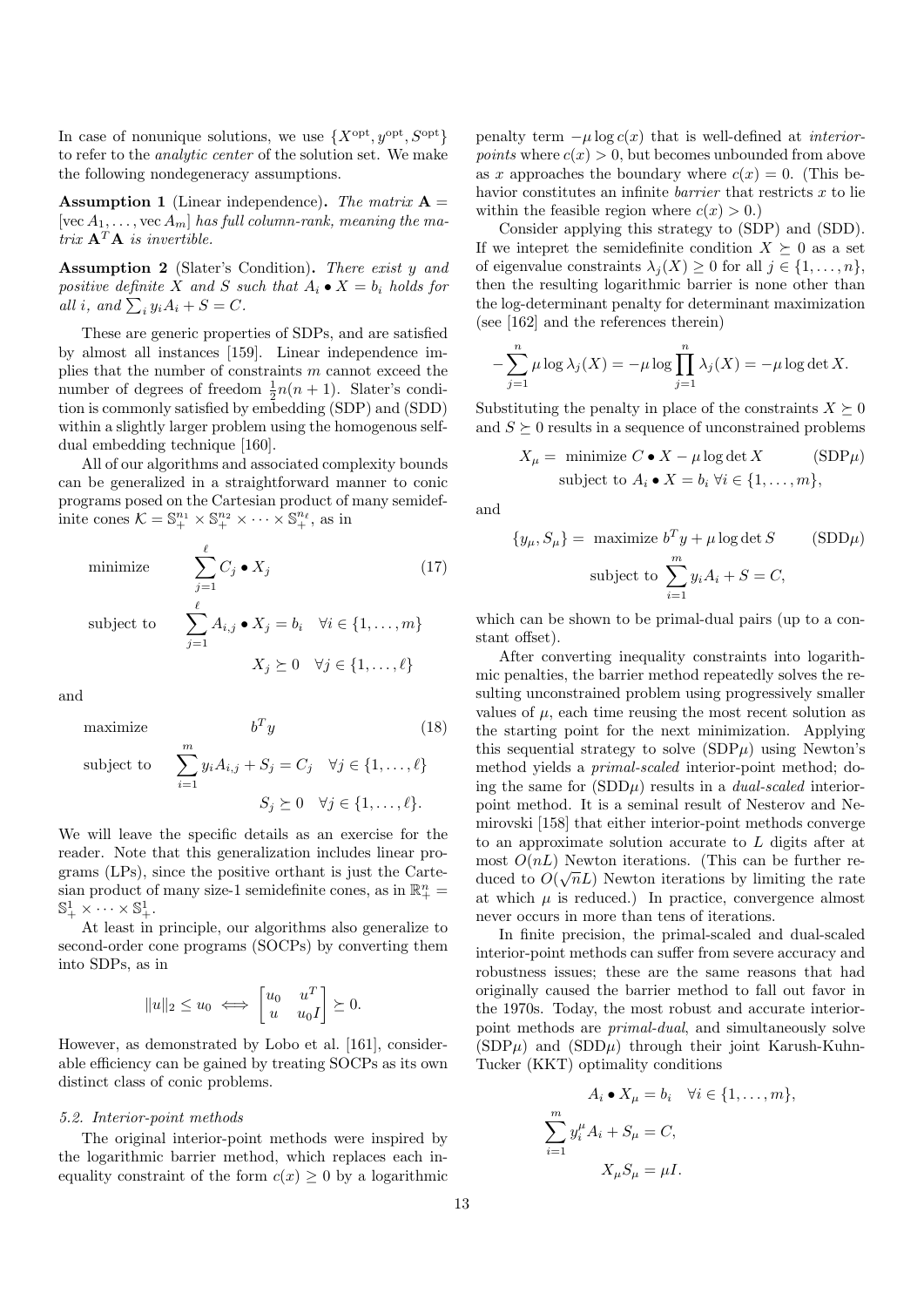In case of nonunique solutions, we use $\{X^{\text{opt}}, y^{\text{opt}}, S^{\text{opt}}\}$ to refer to the *analytic center* of the solution set. We make the following nondegeneracy assumptions.

**Assumption 1** (Linear independence)**.** *The matrix* $\mathbf{A} = [\operatorname{vec} A_1, \ldots, \operatorname{vec} A_m]$ *has full column-rank, meaning the matrix* $\mathbf{A}^T\mathbf{A}$ *is invertible.*

**Assumption 2** (Slater's Condition)**.** *There exist* $y$ *and positive definite* $X$ *and* $S$ *such that* $A_i \bullet X = b_i$ *holds for all* $i$*, and* $\sum_i y_i A_i + S = C$*.*

These are generic properties of SDPs, and are satisfied by almost all instances [159]. Linear independence implies that the number of constraints $m$ cannot exceed the number of degrees of freedom $\frac{1}{2}n(n+1)$. Slater's condition is commonly satisfied by embedding (SDP) and (SDD) within a slightly larger problem using the homogenous self-dual embedding technique [160].

All of our algorithms and associated complexity bounds can be generalized in a straightforward manner to conic programs posed on the Cartesian product of many semidefinite cones $\mathcal{K} = \mathbb{S}_+^{n_1} \times \mathbb{S}_+^{n_2} \times \cdots \times \mathbb{S}_+^{n_\ell}$, as in

$$
\begin{aligned}
\text{minimize} \quad & \sum_{j=1}^{\ell} C_j \bullet X_j \qquad (17)\\
\text{subject to} \quad & \sum_{j=1}^{\ell} A_{i,j} \bullet X_j = b_i \quad \forall i \in \{1,\ldots,m\}\\
& X_j \succeq 0 \quad \forall j \in \{1,\ldots,\ell\}
\end{aligned}
$$

and

$$
\begin{aligned}
\text{maximize} \quad & b^T y \qquad (18)\\
\text{subject to} \quad & \sum_{i=1}^{m} y_i A_{i,j} + S_j = C_j \quad \forall j \in \{1,\ldots,\ell\}\\
& S_j \succeq 0 \quad \forall j \in \{1,\ldots,\ell\}.
\end{aligned}
$$

We will leave the specific details as an exercise for the reader. Note that this generalization includes linear programs (LPs), since the positive orthant is just the Cartesian product of many size-1 semidefinite cones, as in $\mathbb{R}_+^n = \mathbb{S}_+^1 \times \cdots \times \mathbb{S}_+^1$.

At least in principle, our algorithms also generalize to second-order cone programs (SOCPs) by converting them into SDPs, as in

$$
\|u\|_2 \le u_0 \iff \begin{bmatrix} u_0 & u^T \\ u & u_0 I \end{bmatrix} \succeq 0.
$$

However, as demonstrated by Lobo et al. [161], considerable efficiency can be gained by treating SOCPs as its own distinct class of conic problems.

### 5.2. Interior-point methods

The original interior-point methods were inspired by the logarithmic barrier method, which replaces each inequality constraint of the form $c(x) \ge 0$ by a logarithmic penalty term $-\mu \log c(x)$ that is well-defined at *interior-points* where $c(x) > 0$, but becomes unbounded from above as $x$ approaches the boundary where $c(x) = 0$. (This behavior constitutes an infinite *barrier* that restricts $x$ to lie within the feasible region where $c(x) > 0$.)

Consider applying this strategy to (SDP) and (SDD). If we interpret the semidefinite condition $X \succeq 0$ as a set of eigenvalue constraints $\lambda_j(X) \ge 0$ for all $j \in \{1,\ldots,n\}$, then the resulting logarithmic barrier is none other than the log-determinant penalty for determinant maximization (see [162] and the references therein)

$$
-\sum_{j=1}^{n} \mu \log \lambda_j(X) = -\mu \log \prod_{j=1}^{n} \lambda_j(X) = -\mu \log \det X.
$$

Substituting the penalty in place of the constraints $X \succeq 0$ and $S \succeq 0$ results in a sequence of unconstrained problems

$$
\begin{aligned}
X_\mu = \ & \text{minimize } C \bullet X - \mu \log \det X \qquad (\text{SDP}\mu)\\
& \text{subject to } A_i \bullet X = b_i \ \forall i \in \{1,\ldots,m\},
\end{aligned}
$$

and

$$
\begin{aligned}
\{y_\mu, S_\mu\} = \ & \text{maximize } b^T y + \mu \log \det S \qquad (\text{SDD}\mu)\\
& \text{subject to } \sum_{i=1}^{m} y_i A_i + S = C,
\end{aligned}
$$

which can be shown to be primal-dual pairs (up to a constant offset).

After converting inequality constraints into logarithmic penalties, the barrier method repeatedly solves the resulting unconstrained problem using progressively smaller values of $\mu$, each time reusing the most recent solution as the starting point for the next minimization. Applying this sequential strategy to solve (SDP$\mu$) using Newton's method yields a *primal-scaled* interior-point method; doing the same for (SDD$\mu$) results in a *dual-scaled* interior-point method. It is a seminal result of Nesterov and Nemirovski [158] that either interior-point methods converge to an approximate solution accurate to $L$ digits after at most $O(nL)$ Newton iterations. (This can be further reduced to $O(\sqrt{n}L)$ Newton iterations by limiting the rate at which $\mu$ is reduced.) In practice, convergence almost never occurs in more than tens of iterations.

In finite precision, the primal-scaled and dual-scaled interior-point methods can suffer from severe accuracy and robustness issues; these are the same reasons that had originally caused the barrier method to fall out favor in the 1970s. Today, the most robust and accurate interior-point methods are *primal-dual*, and simultaneously solve (SDP$\mu$) and (SDD$\mu$) through their joint Karush-Kuhn-Tucker (KKT) optimality conditions

$$
\begin{aligned}
A_i \bullet X_\mu &= b_i \quad \forall i \in \{1,\ldots,m\},\\
\sum_{i=1}^{m} y_i^\mu A_i + S_\mu &= C,\\
X_\mu S_\mu &= \mu I.
\end{aligned}
$$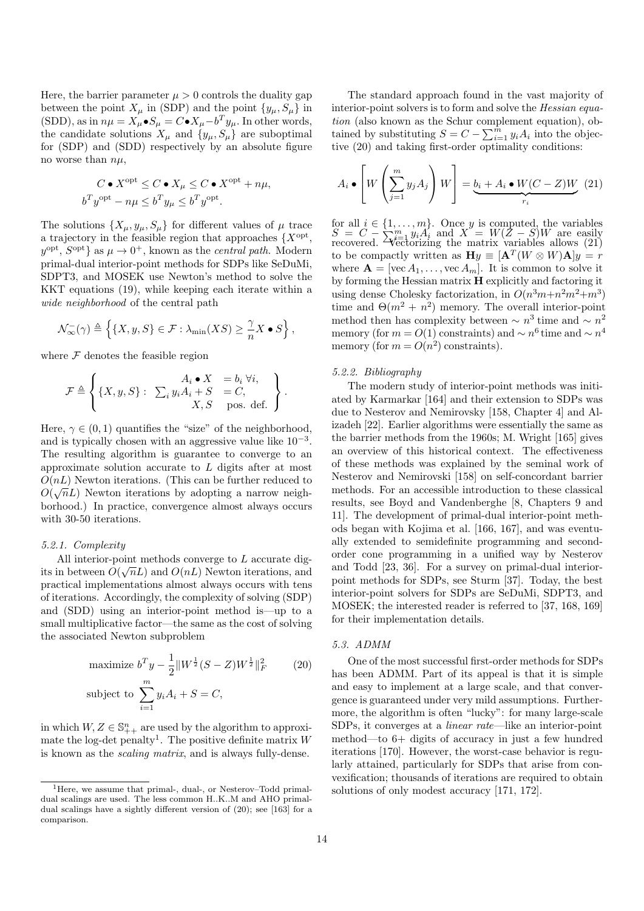Here, the barrier parameter $\mu > 0$ controls the duality gap between the point $X_\mu$ in (SDP) and the point $\{y_\mu, S_\mu\}$ in (SDD), as in $n\mu = X_\mu \bullet S_\mu = C \bullet X_\mu - b^T y_\mu$. In other words, the candidate solutions $X_\mu$ and $\{y_\mu, S_\mu\}$ are suboptimal for (SDP) and (SDD) respectively by an absolute figure no worse than $n\mu$,

$$
\begin{aligned}
C \bullet X^{\text{opt}} \le C \bullet X_\mu \le C \bullet X^{\text{opt}} + n\mu, \\
b^T y^{\text{opt}} - n\mu \le b^T y_\mu \le b^T y^{\text{opt}}.
\end{aligned}
$$

The solutions $\{X_\mu, y_\mu, S_\mu\}$ for different values of $\mu$ trace a trajectory in the feasible region that approaches $\{X^{\text{opt}}, y^{\text{opt}}, S^{\text{opt}}\}$ as $\mu \to 0^+$, known as the *central path*. Modern primal-dual interior-point methods for SDPs like SeDuMi, SDPT3, and MOSEK use Newton's method to solve the KKT equations (19), while keeping each iterate within a *wide neighborhood* of the central path

$$
\mathcal{N}_\infty^-(\gamma) \triangleq \left\{ \{X, y, S\} \in \mathcal{F} : \lambda_{\min}(XS) \ge \frac{\gamma}{n} X \bullet S \right\},
$$

where $\mathcal{F}$ denotes the feasible region

$$
\mathcal{F} \triangleq \left\{ \{X, y, S\} : \begin{array}{rl} A_i \bullet X & = b_i \ \forall i, \\ \sum_i y_i A_i + S & = C, \\ X, S & \text{pos. def.} \end{array} \right\}.
$$

Here, $\gamma \in (0,1)$ quantifies the "size" of the neighborhood, and is typically chosen with an aggressive value like $10^{-3}$. The resulting algorithm is guarantee to converge to an approximate solution accurate to $L$ digits after at most $O(nL)$ Newton iterations. (This can be further reduced to $O(\sqrt{n}L)$ Newton iterations by adopting a narrow neighborhood.) In practice, convergence almost always occurs with 30-50 iterations.

### 5.2.1. Complexity

All interior-point methods converge to $L$ accurate digits in between $O(\sqrt{n}L)$ and $O(nL)$ Newton iterations, and practical implementations almost always occurs with tens of iterations. Accordingly, the complexity of solving (SDP) and (SDD) using an interior-point method is—up to a small multiplicative factor—the same as the cost of solving the associated Newton subproblem

$$
\begin{aligned}
\text{maximize } & b^T y - \frac{1}{2} \| W^{\frac{1}{2}} (S - Z) W^{\frac{1}{2}} \|_F^2 \qquad (20) \\
\text{subject to } & \sum_{i=1}^m y_i A_i + S = C,
\end{aligned}
$$

in which $W, Z \in \mathbb{S}_{++}^n$ are used by the algorithm to approximate the log-det penalty[1]. The positive definite matrix $W$ is known as the *scaling matrix*, and is always fully-dense.

The standard approach found in the vast majority of interior-point solvers is to form and solve the *Hessian equation* (also known as the Schur complement equation), obtained by substituting $S = C - \sum_{i=1}^m y_i A_i$ into the objective (20) and taking first-order optimality conditions:

$$
A_i \bullet \left[ W \left( \sum_{j=1}^m y_j A_j \right) W \right] = \underbrace{b_i + A_i \bullet W(C - Z)W}_{r_i} \quad (21)
$$

for all $i \in \{1, \dots, m\}$. Once $y$ is computed, the variables $S = C - \sum_{i=1}^m y_i A_i$ and $X = W(Z - S)W$ are easily recovered. Vectorizing the matrix variables allows (21) to be compactly written as $\mathbf{H} y \equiv [\mathbf{A}^T (W \otimes W) \mathbf{A}] y = r$ where $\mathbf{A} = [\operatorname{vec} A_1, \dots, \operatorname{vec} A_m]$. It is common to solve it by forming the Hessian matrix $\mathbf{H}$ explicitly and factoring it using dense Cholesky factorization, in $O(n^3 m + n^2 m^2 + m^3)$ time and $\Theta(m^2 + n^2)$ memory. The overall interior-point method then has complexity between $\sim n^3$ time and $\sim n^2$ memory (for $m = O(1)$ constraints) and $\sim n^6$ time and $\sim n^4$ memory (for $m = O(n^2)$ constraints).

### 5.2.2. Bibliography

The modern study of interior-point methods was initiated by Karmarkar [164] and their extension to SDPs was due to Nesterov and Nemirovsky [158, Chapter 4] and Alizadeh [22]. Earlier algorithms were essentially the same as the barrier methods from the 1960s; M. Wright [165] gives an overview of this historical context. The effectiveness of these methods was explained by the seminal work of Nesterov and Nemirovski [158] on self-concordant barrier methods. For an accessible introduction to these classical results, see Boyd and Vandenberghe [8, Chapters 9 and 11]. The development of primal-dual interior-point methods began with Kojima et al. [166, 167], and was eventually extended to semidefinite programming and second-order cone programming in a unified way by Nesterov and Todd [23, 36]. For a survey on primal-dual interior-point methods for SDPs, see Sturm [37]. Today, the best interior-point solvers for SDPs are SeDuMi, SDPT3, and MOSEK; the interested reader is referred to [37, 168, 169] for their implementation details.

## 5.3. ADMM

One of the most successful first-order methods for SDPs has been ADMM. Part of its appeal is that it is simple and easy to implement at a large scale, and that convergence is guaranteed under very mild assumptions. Furthermore, the algorithm is often "lucky": for many large-scale SDPs, it converges at a *linear rate*—like an interior-point method—to 6+ digits of accuracy in just a few hundred iterations [170]. However, the worst-case behavior is regularly attained, particularly for SDPs that arise from convexification; thousands of iterations are required to obtain solutions of only modest accuracy [171, 172].

---

[1] Here, we assume that primal-, dual-, or Nesterov–Todd primal-dual scalings are used. The less common H..K..M and AHO primal-dual scalings have a slightly different version of (20); see [163] for a comparison.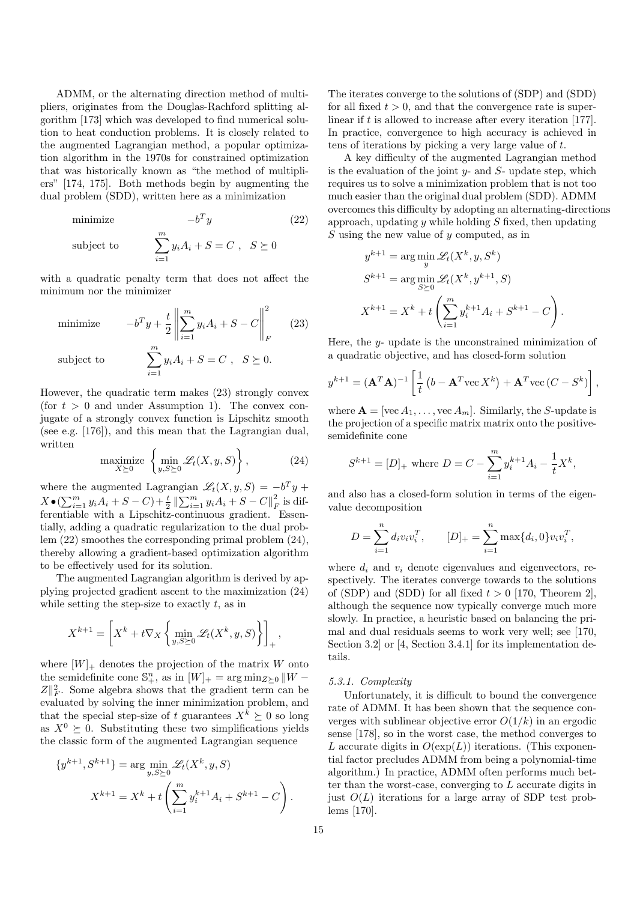ADMM, or the alternating direction method of multipliers, originates from the Douglas-Rachford splitting algorithm [173] which was developed to find numerical solution to heat conduction problems. It is closely related to the augmented Lagrangian method, a popular optimization algorithm in the 1970s for constrained optimization that was historically known as "the method of multipliers" [174, 175]. Both methods begin by augmenting the dual problem (SDD), written here as a minimization

$$\begin{aligned} \text{minimize} \quad & -b^T y \\ \text{subject to} \quad & \sum_{i=1}^m y_i A_i + S = C \ , \quad S \succeq 0 \end{aligned} \tag{22}$$

with a quadratic penalty term that does not affect the minimum nor the minimizer

$$\begin{aligned} \text{minimize} \quad & -b^T y + \frac{t}{2} \left\| \sum_{i=1}^m y_i A_i + S - C \right\|_F^2 \\ \text{subject to} \quad & \sum_{i=1}^m y_i A_i + S = C \ , \quad S \succeq 0. \end{aligned} \tag{23}$$

However, the quadratic term makes (23) strongly convex (for $t > 0$ and under Assumption 1). The convex conjugate of a strongly convex function is Lipschitz smooth (see e.g. [176]), and this mean that the Lagrangian dual, written

$$\underset{X \succeq 0}{\text{maximize}} \left\{ \min_{y, S \succeq 0} \mathscr{L}_t(X, y, S) \right\}, \tag{24}$$

where the augmented Lagrangian $\mathscr{L}_t(X, y, S) = -b^T y + X \bullet (\sum_{i=1}^m y_i A_i + S - C) + \frac{t}{2} \|\sum_{i=1}^m y_i A_i + S - C\|_F^2$ is differentiable with a Lipschitz-continuous gradient. Essentially, adding a quadratic regularization to the dual problem (22) smoothes the corresponding primal problem (24), thereby allowing a gradient-based optimization algorithm to be effectively used for its solution.

The augmented Lagrangian algorithm is derived by applying projected gradient ascent to the maximization (24) while setting the step-size to exactly $t$, as in

$$X^{k+1} = \left[ X^k + t \nabla_X \left\{ \min_{y, S \succeq 0} \mathscr{L}_t(X^k, y, S) \right\} \right]_+ ,$$

where $[W]_+$ denotes the projection of the matrix $W$ onto the semidefinite cone $\mathbb{S}_+^n$, as in $[W]_+ = \arg\min_{Z \succeq 0} \|W - Z\|_F^2$. Some algebra shows that the gradient term can be evaluated by solving the inner minimization problem, and that the special step-size of $t$ guarantees $X^k \succeq 0$ so long as $X^0 \succeq 0$. Substituting these two simplifications yields the classic form of the augmented Lagrangian sequence

$$\begin{aligned} \{y^{k+1}, S^{k+1}\} &= \arg \min_{y, S \succeq 0} \mathscr{L}_t(X^k, y, S) \\ X^{k+1} &= X^k + t \left( \sum_{i=1}^m y_i^{k+1} A_i + S^{k+1} - C \right). \end{aligned}$$

The iterates converge to the solutions of (SDP) and (SDD) for all fixed $t > 0$, and that the convergence rate is superlinear if $t$ is allowed to increase after every iteration [177]. In practice, convergence to high accuracy is achieved in tens of iterations by picking a very large value of $t$.

A key difficulty of the augmented Lagrangian method is the evaluation of the joint $y$- and $S$- update step, which requires us to solve a minimization problem that is not too much easier than the original dual problem (SDD). ADMM overcomes this difficulty by adopting an alternating-directions approach, updating $y$ while holding $S$ fixed, then updating $S$ using the new value of $y$ computed, as in

$$\begin{aligned} y^{k+1} &= \arg \min_{y} \mathscr{L}_t(X^k, y, S^k) \\ S^{k+1} &= \arg \min_{S \succeq 0} \mathscr{L}_t(X^k, y^{k+1}, S) \\ X^{k+1} &= X^k + t \left( \sum_{i=1}^m y_i^{k+1} A_i + S^{k+1} - C \right). \end{aligned}$$

Here, the $y$- update is the unconstrained minimization of a quadratic objective, and has closed-form solution

$$y^{k+1} = (\mathbf{A}^T \mathbf{A})^{-1} \left[ \frac{1}{t} \left( b - \mathbf{A}^T \mathrm{vec}\, X^k \right) + \mathbf{A}^T \mathrm{vec}\, (C - S^k) \right],$$

where $\mathbf{A} = [\mathrm{vec}\, A_1, \ldots, \mathrm{vec}\, A_m]$. Similarly, the $S$-update is the projection of a specific matrix matrix onto the positive-semidefinite cone

$$S^{k+1} = [D]_+ \text{ where } D = C - \sum_{i=1}^m y_i^{k+1} A_i - \frac{1}{t} X^k,$$

and also has a closed-form solution in terms of the eigenvalue decomposition

$$D = \sum_{i=1}^n d_i v_i v_i^T, \qquad [D]_+ = \sum_{i=1}^n \max\{d_i, 0\} v_i v_i^T,$$

where $d_i$ and $v_i$ denote eigenvalues and eigenvectors, respectively. The iterates converge towards to the solutions of (SDP) and (SDD) for all fixed $t > 0$ [170, Theorem 2], although the sequence now typically converge much more slowly. In practice, a heuristic based on balancing the primal and dual residuals seems to work very well; see [170, Section 3.2] or [4, Section 3.4.1] for its implementation details.

#### 5.3.1. Complexity

Unfortunately, it is difficult to bound the convergence rate of ADMM. It has been shown that the sequence converges with sublinear objective error $O(1/k)$ in an ergodic sense [178], so in the worst case, the method converges to $L$ accurate digits in $O(\exp(L))$ iterations. (This exponential factor precludes ADMM from being a polynomial-time algorithm.) In practice, ADMM often performs much better than the worst-case, converging to $L$ accurate digits in just $O(L)$ iterations for a large array of SDP test problems [170].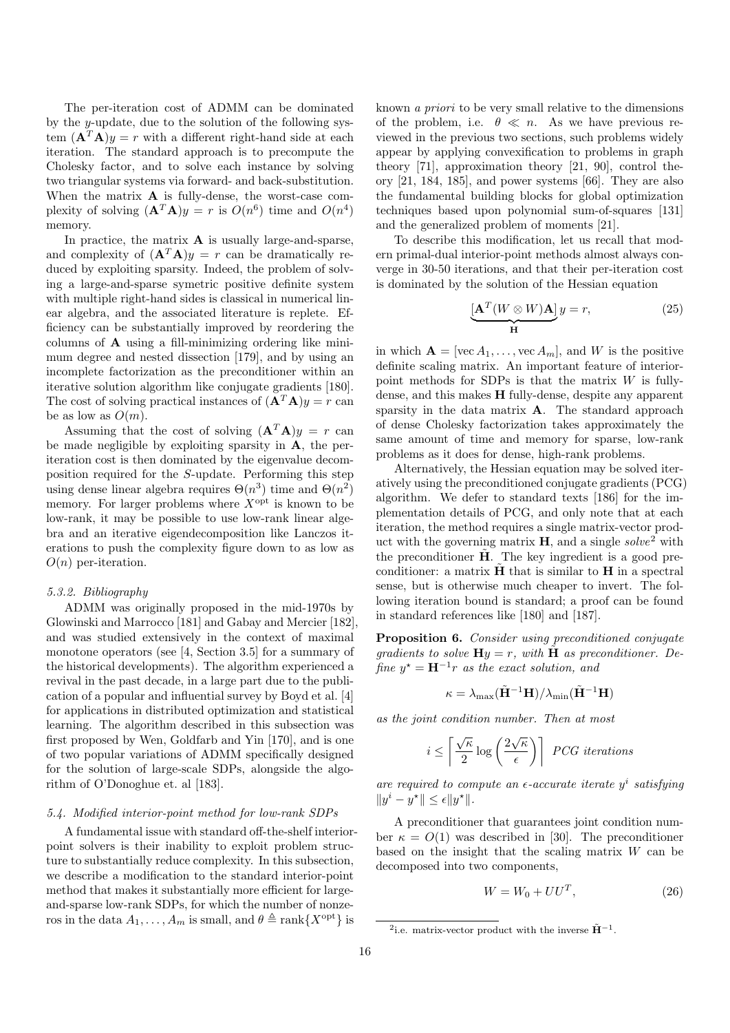The per-iteration cost of ADMM can be dominated by the $y$-update, due to the solution of the following system $(\mathbf{A}^T\mathbf{A})y = r$ with a different right-hand side at each iteration. The standard approach is to precompute the Cholesky factor, and to solve each instance by solving two triangular systems via forward- and back-substitution. When the matrix $\mathbf{A}$ is fully-dense, the worst-case complexity of solving $(\mathbf{A}^T\mathbf{A})y = r$ is $O(n^6)$ time and $O(n^4)$ memory.

In practice, the matrix $\mathbf{A}$ is usually large-and-sparse, and complexity of $(\mathbf{A}^T\mathbf{A})y = r$ can be dramatically reduced by exploiting sparsity. Indeed, the problem of solving a large-and-sparse symetric positive definite system with multiple right-hand sides is classical in numerical linear algebra, and the associated literature is replete. Efficiency can be substantially improved by reordering the columns of $\mathbf{A}$ using a fill-minimizing ordering like minimum degree and nested dissection [179], and by using an incomplete factorization as the preconditioner within an iterative solution algorithm like conjugate gradients [180]. The cost of solving practical instances of $(\mathbf{A}^T\mathbf{A})y = r$ can be as low as $O(m)$.

Assuming that the cost of solving $(\mathbf{A}^T\mathbf{A})y = r$ can be made negligible by exploiting sparsity in $\mathbf{A}$, the per-iteration cost is then dominated by the eigenvalue decomposition required for the $S$-update. Performing this step using dense linear algebra requires $\Theta(n^3)$ time and $\Theta(n^2)$ memory. For larger problems where $X^{\text{opt}}$ is known to be low-rank, it may be possible to use low-rank linear algebra and an iterative eigendecomposition like Lanczos iterations to push the complexity figure down to as low as $O(n)$ per-iteration.

#### 5.3.2. Bibliography

ADMM was originally proposed in the mid-1970s by Glowinski and Marrocco [181] and Gabay and Mercier [182], and was studied extensively in the context of maximal monotone operators (see [4, Section 3.5] for a summary of the historical developments). The algorithm experienced a revival in the past decade, in a large part due to the publication of a popular and influential survey by Boyd et al. [4] for applications in distributed optimization and statistical learning. The algorithm described in this subsection was first proposed by Wen, Goldfarb and Yin [170], and is one of two popular variations of ADMM specifically designed for the solution of large-scale SDPs, alongside the algorithm of O'Donoghue et. al [183].

### 5.4. Modified interior-point method for low-rank SDPs

A fundamental issue with standard off-the-shelf interior-point solvers is their inability to exploit problem structure to substantially reduce complexity. In this subsection, we describe a modification to the standard interior-point method that makes it substantially more efficient for large-and-sparse low-rank SDPs, for which the number of nonzeros in the data $A_1, \ldots, A_m$ is small, and $\theta \triangleq \text{rank}\{X^{\text{opt}}\}$ is known *a priori* to be very small relative to the dimensions of the problem, i.e. $\theta \ll n$. As we have previous reviewed in the previous two sections, such problems widely appear by applying convexification to problems in graph theory [71], approximation theory [21, 90], control theory [21, 184, 185], and power systems [66]. They are also the fundamental building blocks for global optimization techniques based upon polynomial sum-of-squares [131] and the generalized problem of moments [21].

To describe this modification, let us recall that modern primal-dual interior-point methods almost always converge in 30-50 iterations, and that their per-iteration cost is dominated by the solution of the Hessian equation

$$\underbrace{[\mathbf{A}^T(W \otimes W)\mathbf{A}]}_{\mathbf{H}} y = r, \tag{25}$$

in which $\mathbf{A} = [\text{vec}\, A_1, \ldots, \text{vec}\, A_m]$, and $W$ is the positive definite scaling matrix. An important feature of interior-point methods for SDPs is that the matrix $W$ is fully-dense, and this makes $\mathbf{H}$ fully-dense, despite any apparent sparsity in the data matrix $\mathbf{A}$. The standard approach of dense Cholesky factorization takes approximately the same amount of time and memory for sparse, low-rank problems as it does for dense, high-rank problems.

Alternatively, the Hessian equation may be solved iteratively using the preconditioned conjugate gradients (PCG) algorithm. We defer to standard texts [186] for the implementation details of PCG, and only note that at each iteration, the method requires a single matrix-vector product with the governing matrix $\mathbf{H}$, and a single *solve*[2] with the preconditioner $\tilde{\mathbf{H}}$. The key ingredient is a good preconditioner: a matrix $\tilde{\mathbf{H}}$ that is similar to $\mathbf{H}$ in a spectral sense, but is otherwise much cheaper to invert. The following iteration bound is standard; a proof can be found in standard references like [180] and [187].

**Proposition 6.** *Consider using preconditioned conjugate gradients to solve $\mathbf{H}y = r$, with $\tilde{\mathbf{H}}$ as preconditioner. Define $y^\star = \mathbf{H}^{-1}r$ as the exact solution, and*

$$\kappa = \lambda_{\max}(\tilde{\mathbf{H}}^{-1}\mathbf{H})/\lambda_{\min}(\tilde{\mathbf{H}}^{-1}\mathbf{H})$$

*as the joint condition number. Then at most*

$$i \leq \left\lceil \frac{\sqrt{\kappa}}{2} \log\left(\frac{2\sqrt{\kappa}}{\epsilon}\right) \right\rceil \quad \text{PCG iterations}$$

*are required to compute an $\epsilon$-accurate iterate $y^i$ satisfying $\|y^i - y^\star\| \leq \epsilon \|y^\star\|$.*

A preconditioner that guarantees joint condition number $\kappa = O(1)$ was described in [30]. The preconditioner based on the insight that the scaling matrix $W$ can be decomposed into two components,

$$W = W_0 + UU^T, \tag{26}$$

[2] i.e. matrix-vector product with the inverse $\tilde{\mathbf{H}}^{-1}$.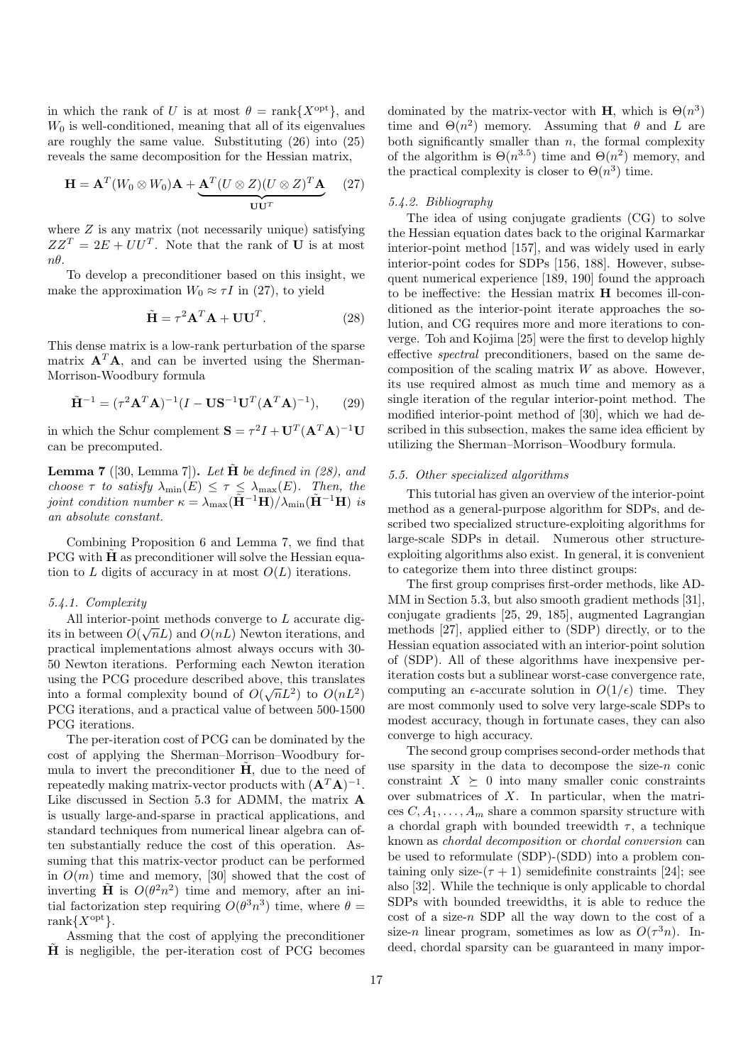in which the rank of $U$ is at most $\theta = \text{rank}\{X^{\text{opt}}\}$, and $W_0$ is well-conditioned, meaning that all of its eigenvalues are roughly the same value. Substituting (26) into (25) reveals the same decomposition for the Hessian matrix,

$$\mathbf{H} = \mathbf{A}^T(W_0 \otimes W_0)\mathbf{A} + \underbrace{\mathbf{A}^T(U \otimes Z)(U \otimes Z)^T\mathbf{A}}_{\mathbf{U}\mathbf{U}^T} \quad (27)$$

where $Z$ is any matrix (not necessarily unique) satisfying $ZZ^T = 2E + UU^T$. Note that the rank of $\mathbf{U}$ is at most $n\theta$.

To develop a preconditioner based on this insight, we make the approximation $W_0 \approx \tau I$ in (27), to yield

$$\tilde{\mathbf{H}} = \tau^2\mathbf{A}^T\mathbf{A} + \mathbf{U}\mathbf{U}^T. \quad (28)$$

This dense matrix is a low-rank perturbation of the sparse matrix $\mathbf{A}^T\mathbf{A}$, and can be inverted using the Sherman-Morrison-Woodbury formula

$$\tilde{\mathbf{H}}^{-1} = (\tau^2\mathbf{A}^T\mathbf{A})^{-1}(I - \mathbf{U}\mathbf{S}^{-1}\mathbf{U}^T(\mathbf{A}^T\mathbf{A})^{-1}), \quad (29)$$

in which the Schur complement $\mathbf{S} = \tau^2 I + \mathbf{U}^T(\mathbf{A}^T\mathbf{A})^{-1}\mathbf{U}$ can be precomputed.

**Lemma 7** ([30, Lemma 7])**.** *Let $\tilde{\mathbf{H}}$ be defined in (28), and choose $\tau$ to satisfy $\lambda_{\min}(E) \le \tau \le \lambda_{\max}(E)$. Then, the joint condition number $\kappa = \lambda_{\max}(\tilde{\mathbf{H}}^{-1}\mathbf{H})/\lambda_{\min}(\tilde{\mathbf{H}}^{-1}\mathbf{H})$ is an absolute constant.*

Combining Proposition 6 and Lemma 7, we find that PCG with $\tilde{\mathbf{H}}$ as preconditioner will solve the Hessian equation to $L$ digits of accuracy in at most $O(L)$ iterations.

#### 5.4.1. Complexity

All interior-point methods converge to $L$ accurate digits in between $O(\sqrt{n}L)$ and $O(nL)$ Newton iterations, and practical implementations almost always occurs with 30-50 Newton iterations. Performing each Newton iteration using the PCG procedure described above, this translates into a formal complexity bound of $O(\sqrt{n}L^2)$ to $O(nL^2)$ PCG iterations, and a practical value of between 500-1500 PCG iterations.

The per-iteration cost of PCG can be dominated by the cost of applying the Sherman–Morrison–Woodbury formula to invert the preconditioner $\tilde{\mathbf{H}}$, due to the need of repeatedly making matrix-vector products with $(\mathbf{A}^T\mathbf{A})^{-1}$. Like discussed in Section 5.3 for ADMM, the matrix $\mathbf{A}$ is usually large-and-sparse in practical applications, and standard techniques from numerical linear algebra can often substantially reduce the cost of this operation. Assuming that this matrix-vector product can be performed in $O(m)$ time and memory, [30] showed that the cost of inverting $\tilde{\mathbf{H}}$ is $O(\theta^2 n^2)$ time and memory, after an initial factorization step requiring $O(\theta^3 n^3)$ time, where $\theta = \text{rank}\{X^{\text{opt}}\}$.

Assming that the cost of applying the preconditioner $\tilde{\mathbf{H}}$ is negligible, the per-iteration cost of PCG becomes dominated by the matrix-vector with $\mathbf{H}$, which is $\Theta(n^3)$ time and $\Theta(n^2)$ memory. Assuming that $\theta$ and $L$ are both significantly smaller than $n$, the formal complexity of the algorithm is $\Theta(n^{3.5})$ time and $\Theta(n^2)$ memory, and the practical complexity is closer to $\Theta(n^3)$ time.

#### 5.4.2. Bibliography

The idea of using conjugate gradients (CG) to solve the Hessian equation dates back to the original Karmarkar interior-point method [157], and was widely used in early interior-point codes for SDPs [156, 188]. However, subsequent numerical experience [189, 190] found the approach to be ineffective: the Hessian matrix $\mathbf{H}$ becomes ill-conditioned as the interior-point iterate approaches the solution, and CG requires more and more iterations to converge. Toh and Kojima [25] were the first to develop highly effective *spectral* preconditioners, based on the same decomposition of the scaling matrix $W$ as above. However, its use required almost as much time and memory as a single iteration of the regular interior-point method. The modified interior-point method of [30], which we had described in this subsection, makes the same idea efficient by utilizing the Sherman–Morrison–Woodbury formula.

### 5.5. Other specialized algorithms

This tutorial has given an overview of the interior-point method as a general-purpose algorithm for SDPs, and described two specialized structure-exploiting algorithms for large-scale SDPs in detail. Numerous other structure-exploiting algorithms also exist. In general, it is convenient to categorize them into three distinct groups:

The first group comprises first-order methods, like ADMM in Section 5.3, but also smooth gradient methods [31], conjugate gradients [25, 29, 185], augmented Lagrangian methods [27], applied either to (SDP) directly, or to the Hessian equation associated with an interior-point solution of (SDP). All of these algorithms have inexpensive per-iteration costs but a sublinear worst-case convergence rate, computing an $\epsilon$-accurate solution in $O(1/\epsilon)$ time. They are most commonly used to solve very large-scale SDPs to modest accuracy, though in fortunate cases, they can also converge to high accuracy.

The second group comprises second-order methods that use sparsity in the data to decompose the size-$n$ conic constraint $X \succeq 0$ into many smaller conic constraints over submatrices of $X$. In particular, when the matrices $C, A_1, \ldots, A_m$ share a common sparsity structure with a chordal graph with bounded treewidth $\tau$, a technique known as *chordal decomposition* or *chordal conversion* can be used to reformulate (SDP)-(SDD) into a problem containing only size-$(\tau+1)$ semidefinite constraints [24]; see also [32]. While the technique is only applicable to chordal SDPs with bounded treewidths, it is able to reduce the cost of a size-$n$ SDP all the way down to the cost of a size-$n$ linear program, sometimes as low as $O(\tau^3 n)$. Indeed, chordal sparsity can be guaranteed in many impor-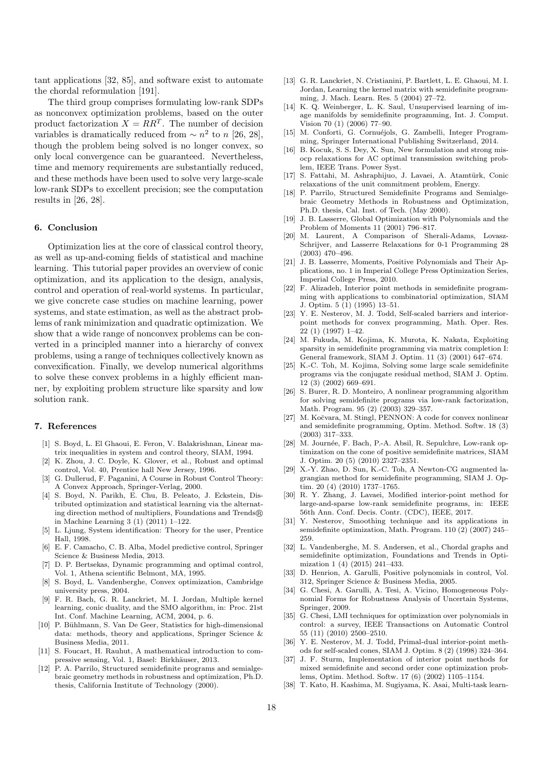tant applications [32, 85], and software exist to automate the chordal reformulation [191].

The third group comprises formulating low-rank SDPs as nonconvex optimization problems, based on the outer product factorization $X = RR^T$. The number of decision variables is dramatically reduced from $\sim n^2$ to $n$ [26, 28], though the problem being solved is no longer convex, so only local convergence can be guaranteed. Nevertheless, time and memory requirements are substantially reduced, and these methods have been used to solve very large-scale low-rank SDPs to excellent precision; see the computation results in [26, 28].

## 6. Conclusion

Optimization lies at the core of classical control theory, as well as up-and-coming fields of statistical and machine learning. This tutorial paper provides an overview of conic optimization, and its application to the design, analysis, control and operation of real-world systems. In particular, we give concrete case studies on machine learning, power systems, and state estimation, as well as the abstract problems of rank minimization and quadratic optimization. We show that a wide range of nonconvex problems can be converted in a principled manner into a hierarchy of convex problems, using a range of techniques collectively known as convexification. Finally, we develop numerical algorithms to solve these convex problems in a highly efficient manner, by exploiting problem structure like sparsity and low solution rank.

## 7. References

[1] S. Boyd, L. El Ghaoui, E. Feron, V. Balakrishnan, Linear matrix inequalities in system and control theory, SIAM, 1994.

[2] K. Zhou, J. C. Doyle, K. Glover, et al., Robust and optimal control, Vol. 40, Prentice hall New Jersey, 1996.

[3] G. Dullerud, F. Paganini, A Course in Robust Control Theory: A Convex Approach, Springer-Verlag, 2000.

[4] S. Boyd, N. Parikh, E. Chu, B. Peleato, J. Eckstein, Distributed optimization and statistical learning via the alternating direction method of multipliers, Foundations and Trends® in Machine Learning 3 (1) (2011) 1–122.

[5] L. Ljung, System identification: Theory for the user, Prentice Hall, 1998.

[6] E. F. Camacho, C. B. Alba, Model predictive control, Springer Science & Business Media, 2013.

[7] D. P. Bertsekas, Dynamic programming and optimal control, Vol. 1, Athena scientific Belmont, MA, 1995.

[8] S. Boyd, L. Vandenberghe, Convex optimization, Cambridge university press, 2004.

[9] F. R. Bach, G. R. Lanckriet, M. I. Jordan, Multiple kernel learning, conic duality, and the SMO algorithm, in: Proc. 21st Int. Conf. Machine Learning, ACM, 2004, p. 6.

[10] P. Bühlmann, S. Van De Geer, Statistics for high-dimensional data: methods, theory and applications, Springer Science & Business Media, 2011.

[11] S. Foucart, H. Rauhut, A mathematical introduction to compressive sensing, Vol. 1, Basel: Birkhäuser, 2013.

[12] P. A. Parrilo, Structured semidefinite programs and semialgebraic geometry methods in robustness and optimization, Ph.D. thesis, California Institute of Technology (2000).

[13] G. R. Lanckriet, N. Cristianini, P. Bartlett, L. E. Ghaoui, M. I. Jordan, Learning the kernel matrix with semidefinite programming, J. Mach. Learn. Res. 5 (2004) 27–72.

[14] K. Q. Weinberger, L. K. Saul, Unsupervised learning of image manifolds by semidefinite programming, Int. J. Comput. Vision 70 (1) (2006) 77–90.

[15] M. Conforti, G. Cornuéjols, G. Zambelli, Integer Programming, Springer International Publishing Switzerland, 2014.

[16] B. Kocuk, S. S. Dey, X. Sun, New formulation and strong misocp relaxations for AC optimal transmission switching problem, IEEE Trans. Power Syst.

[17] S. Fattahi, M. Ashraphijuo, J. Lavaei, A. Atamtürk, Conic relaxations of the unit commitment problem, Energy.

[18] P. Parrilo, Structured Semidefinite Programs and Semialgebraic Geometry Methods in Robustness and Optimization, Ph.D. thesis, Cal. Inst. of Tech. (May 2000).

[19] J. B. Lasserre, Global Optimization with Polynomials and the Problem of Moments 11 (2001) 796–817.

[20] M. Laurent, A Comparison of Sherali-Adams, Lovasz-Schrijver, and Lasserre Relaxations for 0-1 Programming 28 (2003) 470–496.

[21] J. B. Lasserre, Moments, Positive Polynomials and Their Applications, no. 1 in Imperial College Press Optimization Series, Imperial College Press, 2010.

[22] F. Alizadeh, Interior point methods in semidefinite programming with applications to combinatorial optimization, SIAM J. Optim. 5 (1) (1995) 13–51.

[23] Y. E. Nesterov, M. J. Todd, Self-scaled barriers and interior-point methods for convex programming, Math. Oper. Res. 22 (1) (1997) 1–42.

[24] M. Fukuda, M. Kojima, K. Murota, K. Nakata, Exploiting sparsity in semidefinite programming via matrix completion I: General framework, SIAM J. Optim. 11 (3) (2001) 647–674.

[25] K.-C. Toh, M. Kojima, Solving some large scale semidefinite programs via the conjugate residual method, SIAM J. Optim. 12 (3) (2002) 669–691.

[26] S. Burer, R. D. Monteiro, A nonlinear programming algorithm for solving semidefinite programs via low-rank factorization, Math. Program. 95 (2) (2003) 329–357.

[27] M. Kočvara, M. Stingl, PENNON: A code for convex nonlinear and semidefinite programming, Optim. Method. Softw. 18 (3) (2003) 317–333.

[28] M. Journée, F. Bach, P.-A. Absil, R. Sepulchre, Low-rank optimization on the cone of positive semidefinite matrices, SIAM J. Optim. 20 (5) (2010) 2327–2351.

[29] X.-Y. Zhao, D. Sun, K.-C. Toh, A Newton-CG augmented lagrangian method for semidefinite programming, SIAM J. Optim. 20 (4) (2010) 1737–1765.

[30] R. Y. Zhang, J. Lavaei, Modified interior-point method for large-and-sparse low-rank semidefinite programs, in: IEEE 56th Ann. Conf. Decis. Contr. (CDC), IEEE, 2017.

[31] Y. Nesterov, Smoothing technique and its applications in semidefinite optimization, Math. Program. 110 (2) (2007) 245–259.

[32] L. Vandenberghe, M. S. Andersen, et al., Chordal graphs and semidefinite optimization, Foundations and Trends in Optimization 1 (4) (2015) 241–433.

[33] D. Henrion, A. Garulli, Positive polynomials in control, Vol. 312, Springer Science & Business Media, 2005.

[34] G. Chesi, A. Garulli, A. Tesi, A. Vicino, Homogeneous Polynomial Forms for Robustness Analysis of Uncertain Systems, Springer, 2009.

[35] G. Chesi, LMI techniques for optimization over polynomials in control: a survey, IEEE Transactions on Automatic Control 55 (11) (2010) 2500–2510.

[36] Y. E. Nesterov, M. J. Todd, Primal-dual interior-point methods for self-scaled cones, SIAM J. Optim. 8 (2) (1998) 324–364.

[37] J. F. Sturm, Implementation of interior point methods for mixed semidefinite and second order cone optimization problems, Optim. Method. Softw. 17 (6) (2002) 1105–1154.

[38] T. Kato, H. Kashima, M. Sugiyama, K. Asai, Multi-task learn-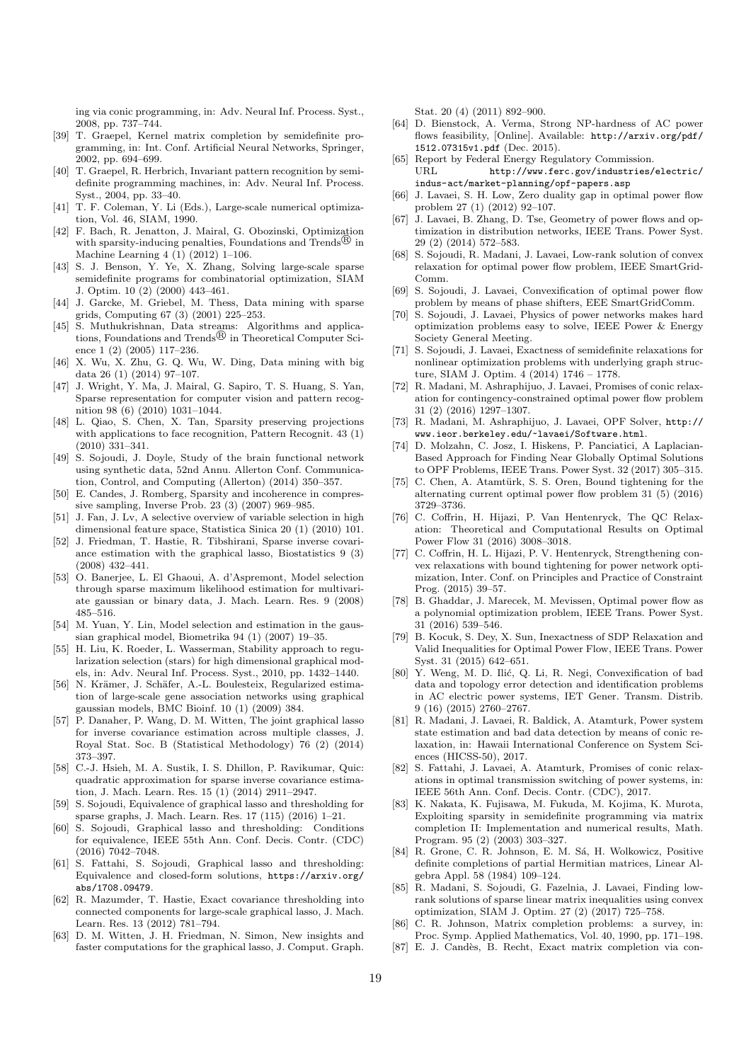ing via conic programming, in: Adv. Neural Inf. Process. Syst., 2008, pp. 737–744.

[39] T. Graepel, Kernel matrix completion by semidefinite programming, in: Int. Conf. Artificial Neural Networks, Springer, 2002, pp. 694–699.

[40] T. Graepel, R. Herbrich, Invariant pattern recognition by semidefinite programming machines, in: Adv. Neural Inf. Process. Syst., 2004, pp. 33–40.

[41] T. F. Coleman, Y. Li (Eds.), Large-scale numerical optimization, Vol. 46, SIAM, 1990.

[42] F. Bach, R. Jenatton, J. Mairal, G. Obozinski, Optimization with sparsity-inducing penalties, Foundations and Trends® in Machine Learning 4 (1) (2012) 1–106.

[43] S. J. Benson, Y. Ye, X. Zhang, Solving large-scale sparse semidefinite programs for combinatorial optimization, SIAM J. Optim. 10 (2) (2000) 443–461.

[44] J. Garcke, M. Griebel, M. Thess, Data mining with sparse grids, Computing 67 (3) (2001) 225–253.

[45] S. Muthukrishnan, Data streams: Algorithms and applications, Foundations and Trends® in Theoretical Computer Science 1 (2) (2005) 117–236.

[46] X. Wu, X. Zhu, G. Q. Wu, W. Ding, Data mining with big data 26 (1) (2014) 97–107.

[47] J. Wright, Y. Ma, J. Mairal, G. Sapiro, T. S. Huang, S. Yan, Sparse representation for computer vision and pattern recognition 98 (6) (2010) 1031–1044.

[48] L. Qiao, S. Chen, X. Tan, Sparsity preserving projections with applications to face recognition, Pattern Recognit. 43 (1) (2010) 331–341.

[49] S. Sojoudi, J. Doyle, Study of the brain functional network using synthetic data, 52nd Annu. Allerton Conf. Communication, Control, and Computing (Allerton) (2014) 350–357.

[50] E. Candes, J. Romberg, Sparsity and incoherence in compressive sampling, Inverse Prob. 23 (3) (2007) 969–985.

[51] J. Fan, J. Lv, A selective overview of variable selection in high dimensional feature space, Statistica Sinica 20 (1) (2010) 101.

[52] J. Friedman, T. Hastie, R. Tibshirani, Sparse inverse covariance estimation with the graphical lasso, Biostatistics 9 (3) (2008) 432–441.

[53] O. Banerjee, L. El Ghaoui, A. d'Aspremont, Model selection through sparse maximum likelihood estimation for multivariate gaussian or binary data, J. Mach. Learn. Res. 9 (2008) 485–516.

[54] M. Yuan, Y. Lin, Model selection and estimation in the gaussian graphical model, Biometrika 94 (1) (2007) 19–35.

[55] H. Liu, K. Roeder, L. Wasserman, Stability approach to regularization selection (stars) for high dimensional graphical models, in: Adv. Neural Inf. Process. Syst., 2010, pp. 1432–1440.

[56] N. Krämer, J. Schäfer, A.-L. Boulesteix, Regularized estimation of large-scale gene association networks using graphical gaussian models, BMC Bioinf. 10 (1) (2009) 384.

[57] P. Danaher, P. Wang, D. M. Witten, The joint graphical lasso for inverse covariance estimation across multiple classes, J. Royal Stat. Soc. B (Statistical Methodology) 76 (2) (2014) 373–397.

[58] C.-J. Hsieh, M. A. Sustik, I. S. Dhillon, P. Ravikumar, Quic: quadratic approximation for sparse inverse covariance estimation, J. Mach. Learn. Res. 15 (1) (2014) 2911–2947.

[59] S. Sojoudi, Equivalence of graphical lasso and thresholding for sparse graphs, J. Mach. Learn. Res. 17 (115) (2016) 1–21.

[60] S. Sojoudi, Graphical lasso and thresholding: Conditions for equivalence, IEEE 55th Ann. Conf. Decis. Contr. (CDC) (2016) 7042–7048.

[61] S. Fattahi, S. Sojoudi, Graphical lasso and thresholding: Equivalence and closed-form solutions, https://arxiv.org/abs/1708.09479.

[62] R. Mazumder, T. Hastie, Exact covariance thresholding into connected components for large-scale graphical lasso, J. Mach. Learn. Res. 13 (2012) 781–794.

[63] D. M. Witten, J. H. Friedman, N. Simon, New insights and faster computations for the graphical lasso, J. Comput. Graph. Stat. 20 (4) (2011) 892–900.

[64] D. Bienstock, A. Verma, Strong NP-hardness of AC power flows feasibility, [Online]. Available: http://arxiv.org/pdf/1512.07315v1.pdf (Dec. 2015).

[65] Report by Federal Energy Regulatory Commission.
URL http://www.ferc.gov/industries/electric/indus-act/market-planning/opf-papers.asp

[66] J. Lavaei, S. H. Low, Zero duality gap in optimal power flow problem 27 (1) (2012) 92–107.

[67] J. Lavaei, B. Zhang, D. Tse, Geometry of power flows and optimization in distribution networks, IEEE Trans. Power Syst. 29 (2) (2014) 572–583.

[68] S. Sojoudi, R. Madani, J. Lavaei, Low-rank solution of convex relaxation for optimal power flow problem, IEEE SmartGridComm.

[69] S. Sojoudi, J. Lavaei, Convexification of optimal power flow problem by means of phase shifters, EEE SmartGridComm.

[70] S. Sojoudi, J. Lavaei, Physics of power networks makes hard optimization problems easy to solve, IEEE Power & Energy Society General Meeting.

[71] S. Sojoudi, J. Lavaei, Exactness of semidefinite relaxations for nonlinear optimization problems with underlying graph structure, SIAM J. Optim. 4 (2014) 1746 – 1778.

[72] R. Madani, M. Ashraphijuo, J. Lavaei, Promises of conic relaxation for contingency-constrained optimal power flow problem 31 (2) (2016) 1297–1307.

[73] R. Madani, M. Ashraphijuo, J. Lavaei, OPF Solver, http://www.ieor.berkeley.edu/~lavaei/Software.html.

[74] D. Molzahn, C. Josz, I. Hiskens, P. Panciatici, A Laplacian-Based Approach for Finding Near Globally Optimal Solutions to OPF Problems, IEEE Trans. Power Syst. 32 (2017) 305–315.

[75] C. Chen, A. Atamtürk, S. S. Oren, Bound tightening for the alternating current optimal power flow problem 31 (5) (2016) 3729–3736.

[76] C. Coffrin, H. Hijazi, P. Van Hentenryck, The QC Relaxation: Theoretical and Computational Results on Optimal Power Flow 31 (2016) 3008–3018.

[77] C. Coffrin, H. L. Hijazi, P. V. Hentenryck, Strengthening convex relaxations with bound tightening for power network optimization, Inter. Conf. on Principles and Practice of Constraint Prog. (2015) 39–57.

[78] B. Ghaddar, J. Marecek, M. Mevissen, Optimal power flow as a polynomial optimization problem, IEEE Trans. Power Syst. 31 (2016) 539–546.

[79] B. Kocuk, S. Dey, X. Sun, Inexactness of SDP Relaxation and Valid Inequalities for Optimal Power Flow, IEEE Trans. Power Syst. 31 (2015) 642–651.

[80] Y. Weng, M. D. Ilić, Q. Li, R. Negi, Convexification of bad data and topology error detection and identification problems in AC electric power systems, IET Gener. Transm. Distrib. 9 (16) (2015) 2760–2767.

[81] R. Madani, J. Lavaei, R. Baldick, A. Atamturk, Power system state estimation and bad data detection by means of conic relaxation, in: Hawaii International Conference on System Sciences (HICSS-50), 2017.

[82] S. Fattahi, J. Lavaei, A. Atamturk, Promises of conic relaxations in optimal transmission switching of power systems, in: IEEE 56th Ann. Conf. Decis. Contr. (CDC), 2017.

[83] K. Nakata, K. Fujisawa, M. Fukuda, M. Kojima, K. Murota, Exploiting sparsity in semidefinite programming via matrix completion II: Implementation and numerical results, Math. Program. 95 (2) (2003) 303–327.

[84] R. Grone, C. R. Johnson, E. M. Sá, H. Wolkowicz, Positive definite completions of partial Hermitian matrices, Linear Algebra Appl. 58 (1984) 109–124.

[85] R. Madani, S. Sojoudi, G. Fazelnia, J. Lavaei, Finding low-rank solutions of sparse linear matrix inequalities using convex optimization, SIAM J. Optim. 27 (2) (2017) 725–758.

[86] C. R. Johnson, Matrix completion problems: a survey, in: Proc. Symp. Applied Mathematics, Vol. 40, 1990, pp. 171–198.

[87] E. J. Candès, B. Recht, Exact matrix completion via con-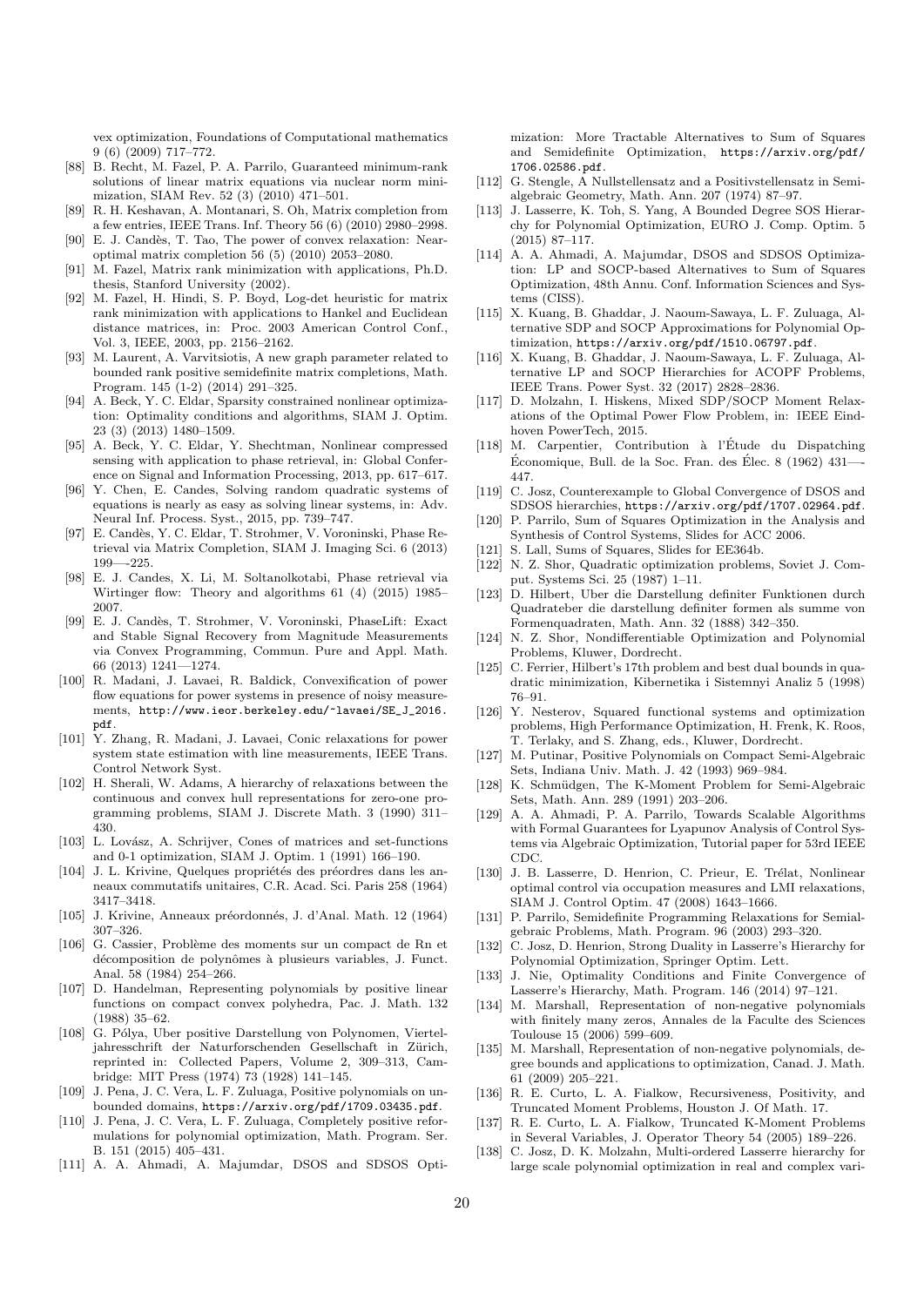vex optimization, Foundations of Computational mathematics 9 (6) (2009) 717–772.

[88] B. Recht, M. Fazel, P. A. Parrilo, Guaranteed minimum-rank solutions of linear matrix equations via nuclear norm minimization, SIAM Rev. 52 (3) (2010) 471–501.

[89] R. H. Keshavan, A. Montanari, S. Oh, Matrix completion from a few entries, IEEE Trans. Inf. Theory 56 (6) (2010) 2980–2998.

[90] E. J. Candès, T. Tao, The power of convex relaxation: Near-optimal matrix completion 56 (5) (2010) 2053–2080.

[91] M. Fazel, Matrix rank minimization with applications, Ph.D. thesis, Stanford University (2002).

[92] M. Fazel, H. Hindi, S. P. Boyd, Log-det heuristic for matrix rank minimization with applications to Hankel and Euclidean distance matrices, in: Proc. 2003 American Control Conf., Vol. 3, IEEE, 2003, pp. 2156–2162.

[93] M. Laurent, A. Varvitsiotis, A new graph parameter related to bounded rank positive semidefinite matrix completions, Math. Program. 145 (1-2) (2014) 291–325.

[94] A. Beck, Y. C. Eldar, Sparsity constrained nonlinear optimization: Optimality conditions and algorithms, SIAM J. Optim. 23 (3) (2013) 1480–1509.

[95] A. Beck, Y. C. Eldar, Y. Shechtman, Nonlinear compressed sensing with application to phase retrieval, in: Global Conference on Signal and Information Processing, 2013, pp. 617–617.

[96] Y. Chen, E. Candes, Solving random quadratic systems of equations is nearly as easy as solving linear systems, in: Adv. Neural Inf. Process. Syst., 2015, pp. 739–747.

[97] E. Candès, Y. C. Eldar, T. Strohmer, V. Voroninski, Phase Retrieval via Matrix Completion, SIAM J. Imaging Sci. 6 (2013) 199—225.

[98] E. J. Candes, X. Li, M. Soltanolkotabi, Phase retrieval via Wirtinger flow: Theory and algorithms 61 (4) (2015) 1985–2007.

[99] E. J. Candès, T. Strohmer, V. Voroninski, PhaseLift: Exact and Stable Signal Recovery from Magnitude Measurements via Convex Programming, Commun. Pure and Appl. Math. 66 (2013) 1241—1274.

[100] R. Madani, J. Lavaei, R. Baldick, Convexification of power flow equations for power systems in presence of noisy measurements, http://www.ieor.berkeley.edu/~lavaei/SE_J_2016.pdf.

[101] Y. Zhang, R. Madani, J. Lavaei, Conic relaxations for power system state estimation with line measurements, IEEE Trans. Control Network Syst.

[102] H. Sherali, W. Adams, A hierarchy of relaxations between the continuous and convex hull representations for zero-one programming problems, SIAM J. Discrete Math. 3 (1990) 311–430.

[103] L. Lovász, A. Schrijver, Cones of matrices and set-functions and 0-1 optimization, SIAM J. Optim. 1 (1991) 166–190.

[104] J. L. Krivine, Quelques propriétés des préordres dans les anneaux commutatifs unitaires, C.R. Acad. Sci. Paris 258 (1964) 3417–3418.

[105] J. Krivine, Anneaux préordonnés, J. d'Anal. Math. 12 (1964) 307–326.

[106] G. Cassier, Problème des moments sur un compact de Rn et décomposition de polynômes à plusieurs variables, J. Funct. Anal. 58 (1984) 254–266.

[107] D. Handelman, Representing polynomials by positive linear functions on compact convex polyhedra, Pac. J. Math. 132 (1988) 35–62.

[108] G. Pólya, Uber positive Darstellung von Polynomen, Vierteljahresschrift der Naturforschenden Gesellschaft in Zürich, reprinted in: Collected Papers, Volume 2, 309–313, Cambridge: MIT Press (1974) 73 (1928) 141–145.

[109] J. Pena, J. C. Vera, L. F. Zuluaga, Positive polynomials on unbounded domains, https://arxiv.org/pdf/1709.03435.pdf.

[110] J. Pena, J. C. Vera, L. F. Zuluaga, Completely positive reformulations for polynomial optimization, Math. Program. Ser. B. 151 (2015) 405–431.

[111] A. A. Ahmadi, A. Majumdar, DSOS and SDSOS Optimization: More Tractable Alternatives to Sum of Squares and Semidefinite Optimization, https://arxiv.org/pdf/1706.02586.pdf.

[112] G. Stengle, A Nullstellensatz and a Positivstellensatz in Semialgebraic Geometry, Math. Ann. 207 (1974) 87–97.

[113] J. Lasserre, K. Toh, S. Yang, A Bounded Degree SOS Hierarchy for Polynomial Optimization, EURO J. Comp. Optim. 5 (2015) 87–117.

[114] A. A. Ahmadi, A. Majumdar, DSOS and SDSOS Optimization: LP and SOCP-based Alternatives to Sum of Squares Optimization, 48th Annu. Conf. Information Sciences and Systems (CISS).

[115] X. Kuang, B. Ghaddar, J. Naoum-Sawaya, L. F. Zuluaga, Alternative SDP and SOCP Approximations for Polynomial Optimization, https://arxiv.org/pdf/1510.06797.pdf.

[116] X. Kuang, B. Ghaddar, J. Naoum-Sawaya, L. F. Zuluaga, Alternative LP and SOCP Hierarchies for ACOPF Problems, IEEE Trans. Power Syst. 32 (2017) 2828–2836.

[117] D. Molzahn, I. Hiskens, Mixed SDP/SOCP Moment Relaxations of the Optimal Power Flow Problem, in: IEEE Eindhoven PowerTech, 2015.

[118] M. Carpentier, Contribution à l'Étude du Dispatching Économique, Bull. de la Soc. Fran. des Élec. 8 (1962) 431—447.

[119] C. Josz, Counterexample to Global Convergence of DSOS and SDSOS hierarchies, https://arxiv.org/pdf/1707.02964.pdf.

[120] P. Parrilo, Sum of Squares Optimization in the Analysis and Synthesis of Control Systems, Slides for ACC 2006.

[121] S. Lall, Sums of Squares, Slides for EE364b.

[122] N. Z. Shor, Quadratic optimization problems, Soviet J. Comput. Systems Sci. 25 (1987) 1–11.

[123] D. Hilbert, Uber die Darstellung definiter Funktionen durch Quadrateber die darstellung definiter formen als summe von Formenquadraten, Math. Ann. 32 (1888) 342–350.

[124] N. Z. Shor, Nondifferentiable Optimization and Polynomial Problems, Kluwer, Dordrecht.

[125] C. Ferrier, Hilbert's 17th problem and best dual bounds in quadratic minimization, Kibernetika i Sistemnyi Analiz 5 (1998) 76–91.

[126] Y. Nesterov, Squared functional systems and optimization problems, High Performance Optimization, H. Frenk, K. Roos, T. Terlaky, and S. Zhang, eds., Kluwer, Dordrecht.

[127] M. Putinar, Positive Polynomials on Compact Semi-Algebraic Sets, Indiana Univ. Math. J. 42 (1993) 969–984.

[128] K. Schmüdgen, The K-Moment Problem for Semi-Algebraic Sets, Math. Ann. 289 (1991) 203–206.

[129] A. A. Ahmadi, P. A. Parrilo, Towards Scalable Algorithms with Formal Guarantees for Lyapunov Analysis of Control Systems via Algebraic Optimization, Tutorial paper for 53rd IEEE CDC.

[130] J. B. Lasserre, D. Henrion, C. Prieur, E. Trélat, Nonlinear optimal control via occupation measures and LMI relaxations, SIAM J. Control Optim. 47 (2008) 1643–1666.

[131] P. Parrilo, Semidefinite Programming Relaxations for Semialgebraic Problems, Math. Program. 96 (2003) 293–320.

[132] C. Josz, D. Henrion, Strong Duality in Lasserre's Hierarchy for Polynomial Optimization, Springer Optim. Lett.

[133] J. Nie, Optimality Conditions and Finite Convergence of Lasserre's Hierarchy, Math. Program. 146 (2014) 97–121.

[134] M. Marshall, Representation of non-negative polynomials with finitely many zeros, Annales de la Faculte des Sciences Toulouse 15 (2006) 599–609.

[135] M. Marshall, Representation of non-negative polynomials, degree bounds and applications to optimization, Canad. J. Math. 61 (2009) 205–221.

[136] R. E. Curto, L. A. Fialkow, Recursiveness, Positivity, and Truncated Moment Problems, Houston J. Of Math. 17.

[137] R. E. Curto, L. A. Fialkow, Truncated K-Moment Problems in Several Variables, J. Operator Theory 54 (2005) 189–226.

[138] C. Josz, D. K. Molzahn, Multi-ordered Lasserre hierarchy for large scale polynomial optimization in real and complex vari-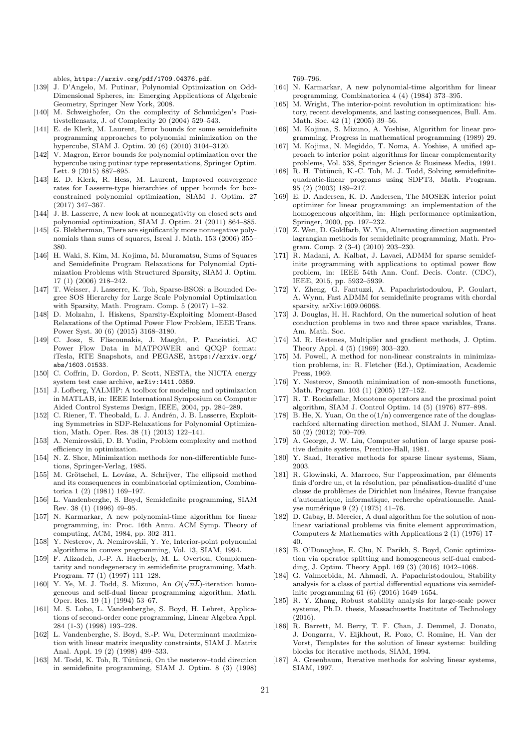ables, https://arxiv.org/pdf/1709.04376.pdf.

[139] J. D'Angelo, M. Putinar, Polynomial Optimization on Odd-Dimensional Spheres, in: Emerging Applications of Algebraic Geometry, Springer New York, 2008.

[140] M. Schweighofer, On the complexity of Schmüdgen's Positivstellensatz, J. of Complexity 20 (2004) 529–543.

[141] E. de Klerk, M. Laurent, Error bounds for some semidefinite programming approaches to polynomial minimization on the hypercube, SIAM J. Optim. 20 (6) (2010) 3104–3120.

[142] V. Magron, Error bounds for polynomial optimization over the hypercube using putinar type representations, Springer Optim. Lett. 9 (2015) 887–895.

[143] E. D. Klerk, R. Hess, M. Laurent, Improved convergence rates for Lasserre-type hierarchies of upper bounds for box-constrained polynomial optimization, SIAM J. Optim. 27 (2017) 347–367.

[144] J. B. Lasserre, A new look at nonnegativity on closed sets and polynomial optimization, SIAM J. Optim. 21 (2011) 864–885.

[145] G. Blekherman, There are significantly more nonnegative polynomials than sums of squares, Isreal J. Math. 153 (2006) 355–380.

[146] H. Waki, S. Kim, M. Kojima, M. Muramatsu, Sums of Squares and Semidefinite Program Relaxations for Polynomial Optimization Problems with Structured Sparsity, SIAM J. Optim. 17 (1) (2006) 218–242.

[147] T. Weisser, J. Lasserre, K. Toh, Sparse-BSOS: a Bounded Degree SOS Hierarchy for Large Scale Polynomial Optimization with Sparsity, Math. Program. Comp. 5 (2017) 1–32.

[148] D. Molzahn, I. Hiskens, Sparsity-Exploiting Moment-Based Relaxations of the Optimal Power Flow Problem, IEEE Trans. Power Syst. 30 (6) (2015) 3168–3180.

[149] C. Josz, S. Fliscounakis, J. Maeght, P. Panciatici, AC Power Flow Data in MATPOWER and QCQP format: iTesla, RTE Snapshots, and PEGASE, https://arxiv.org/abs/1603.01533.

[150] C. Coffrin, D. Gordon, P. Scott, NESTA, the NICTA energy system test case archive, arXiv:1411.0359.

[151] J. Lofberg, YALMIP: A toolbox for modeling and optimization in MATLAB, in: IEEE International Symposium on Computer Aided Control Systems Design, IEEE, 2004, pp. 284–289.

[152] C. Riener, T. Theobald, L. J. Andrén, J. B. Lasserre, Exploiting Symmetries in SDP-Relaxations for Polynomial Optimization, Math. Oper. Res. 38 (1) (2013) 122–141.

[153] A. Nemirovskii, D. B. Yudin, Problem complexity and method efficiency in optimization.

[154] N. Z. Shor, Minimization methods for non-differentiable functions, Springer-Verlag, 1985.

[155] M. Grötschel, L. Lovász, A. Schrijver, The ellipsoid method and its consequences in combinatorial optimization, Combinatorica 1 (2) (1981) 169–197.

[156] L. Vandenberghe, S. Boyd, Semidefinite programming, SIAM Rev. 38 (1) (1996) 49–95.

[157] N. Karmarkar, A new polynomial-time algorithm for linear programming, in: Proc. 16th Annu. ACM Symp. Theory of computing, ACM, 1984, pp. 302–311.

[158] Y. Nesterov, A. Nemirovskii, Y. Ye, Interior-point polynomial algorithms in convex programming, Vol. 13, SIAM, 1994.

[159] F. Alizadeh, J.-P. A. Haeberly, M. L. Overton, Complementarity and nondegeneracy in semidefinite programming, Math. Program. 77 (1) (1997) 111–128.

[160] Y. Ye, M. J. Todd, S. Mizuno, An $O(\sqrt{nL})$-iteration homogeneous and self-dual linear programming algorithm, Math. Oper. Res. 19 (1) (1994) 53–67.

[161] M. S. Lobo, L. Vandenberghe, S. Boyd, H. Lebret, Applications of second-order cone programming, Linear Algebra Appl. 284 (1-3) (1998) 193–228.

[162] L. Vandenberghe, S. Boyd, S.-P. Wu, Determinant maximization with linear matrix inequality constraints, SIAM J. Matrix Anal. Appl. 19 (2) (1998) 499–533.

[163] M. Todd, K. Toh, R. Tütüncü, On the nesterov–todd direction in semidefinite programming, SIAM J. Optim. 8 (3) (1998) 769–796.

[164] N. Karmarkar, A new polynomial-time algorithm for linear programming, Combinatorica 4 (4) (1984) 373–395.

[165] M. Wright, The interior-point revolution in optimization: history, recent developments, and lasting consequences, Bull. Am. Math. Soc. 42 (1) (2005) 39–56.

[166] M. Kojima, S. Mizuno, A. Yoshise, Algorithm for linear programming, Progress in mathematical programming (1989) 29.

[167] M. Kojima, N. Megiddo, T. Noma, A. Yoshise, A unified approach to interior point algorithms for linear complementarity problems, Vol. 538, Springer Science & Business Media, 1991.

[168] R. H. Tütüncü, K.-C. Toh, M. J. Todd, Solving semidefinite-quadratic-linear programs using SDPT3, Math. Program. 95 (2) (2003) 189–217.

[169] E. D. Andersen, K. D. Andersen, The MOSEK interior point optimizer for linear programming: an implementation of the homogeneous algorithm, in: High performance optimization, Springer, 2000, pp. 197–232.

[170] Z. Wen, D. Goldfarb, W. Yin, Alternating direction augmented lagrangian methods for semidefinite programming, Math. Program. Comp. 2 (3-4) (2010) 203–230.

[171] R. Madani, A. Kalbat, J. Lavaei, ADMM for sparse semidefinite programming with applications to optimal power flow problem, in: IEEE 54th Ann. Conf. Decis. Contr. (CDC), IEEE, 2015, pp. 5932–5939.

[172] Y. Zheng, G. Fantuzzi, A. Papachristodoulou, P. Goulart, A. Wynn, Fast ADMM for semidefinite programs with chordal sparsity, arXiv:1609.06068.

[173] J. Douglas, H. H. Rachford, On the numerical solution of heat conduction problems in two and three space variables, Trans. Am. Math. Soc.

[174] M. R. Hestenes, Multiplier and gradient methods, J. Optim. Theory Appl. 4 (5) (1969) 303–320.

[175] M. Powell, A method for non-linear constraints in minimization problems, in: R. Fletcher (Ed.), Optimization, Academic Press, 1969.

[176] Y. Nesterov, Smooth minimization of non-smooth functions, Math. Program. 103 (1) (2005) 127–152.

[177] R. T. Rockafellar, Monotone operators and the proximal point algorithm, SIAM J. Control Optim. 14 (5) (1976) 877–898.

[178] B. He, X. Yuan, On the o(1/n) convergence rate of the douglas-rachford alternating direction method, SIAM J. Numer. Anal. 50 (2) (2012) 700–709.

[179] A. George, J. W. Liu, Computer solution of large sparse positive definite systems, Prentice-Hall, 1981.

[180] Y. Saad, Iterative methods for sparse linear systems, Siam, 2003.

[181] R. Glowinski, A. Marroco, Sur l'approximation, par éléments finis d'ordre un, et la résolution, par pénalisation-dualité d'une classe de problèmes de Dirichlet non linéaires, Revue française d'automatique, informatique, recherche opérationnelle. Analyse numérique 9 (2) (1975) 41–76.

[182] D. Gabay, B. Mercier, A dual algorithm for the solution of nonlinear variational problems via finite element approximation, Computers & Mathematics with Applications 2 (1) (1976) 17–40.

[183] B. O'Donoghue, E. Chu, N. Parikh, S. Boyd, Conic optimization via operator splitting and homogeneous self-dual embedding, J. Optim. Theory Appl. 169 (3) (2016) 1042–1068.

[184] G. Valmorbida, M. Ahmadi, A. Papachristodoulou, Stability analysis for a class of partial differential equations via semidefinite programming 61 (6) (2016) 1649–1654.

[185] R. Y. Zhang, Robust stability analysis for large-scale power systems, Ph.D. thesis, Massachusetts Institute of Technology (2016).

[186] R. Barrett, M. Berry, T. F. Chan, J. Demmel, J. Donato, J. Dongarra, V. Eijkhout, R. Pozo, C. Romine, H. Van der Vorst, Templates for the solution of linear systems: building blocks for iterative methods, SIAM, 1994.

[187] A. Greenbaum, Iterative methods for solving linear systems, SIAM, 1997.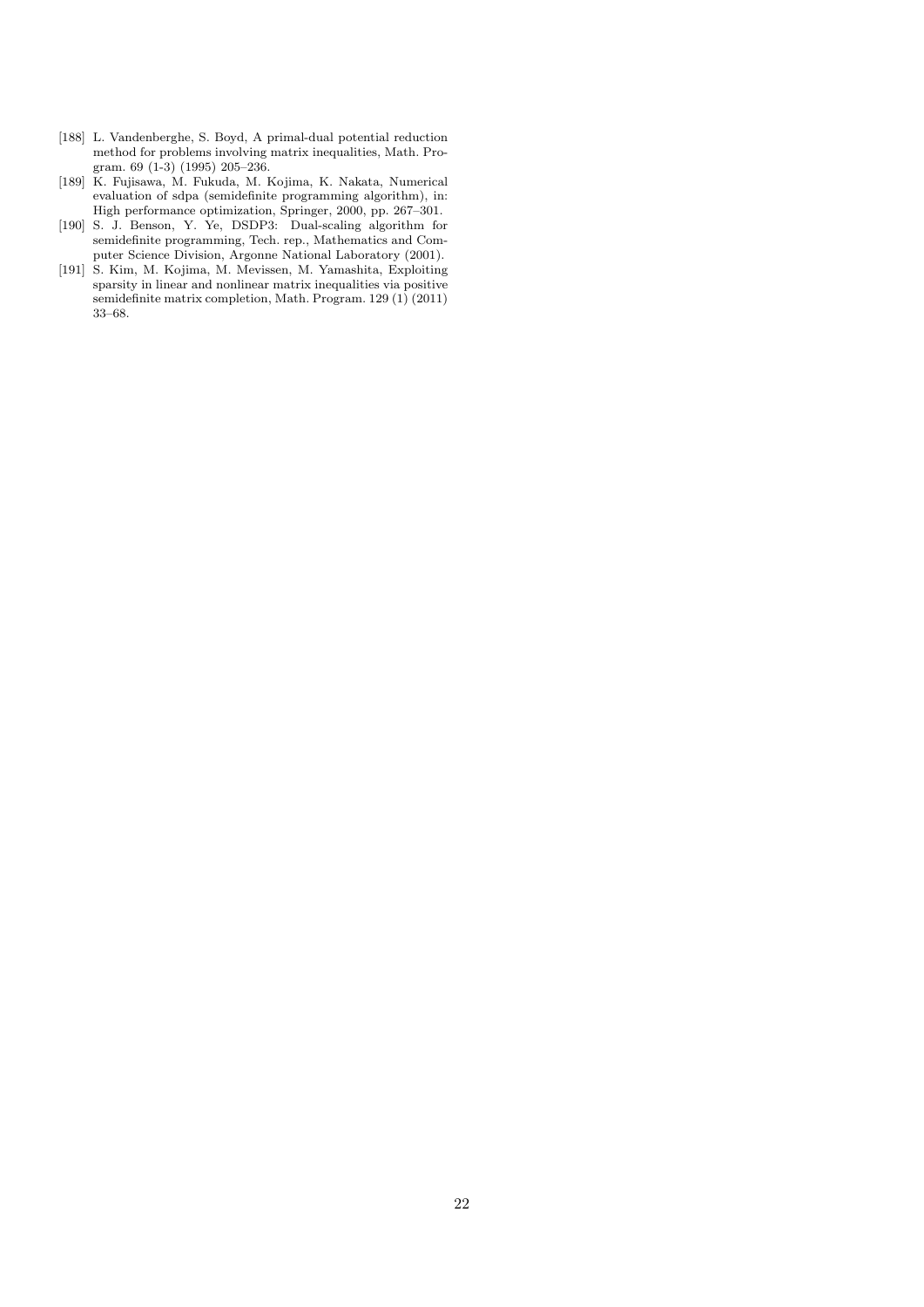[188] L. Vandenberghe, S. Boyd, A primal-dual potential reduction method for problems involving matrix inequalities, Math. Program. 69 (1-3) (1995) 205–236.

[189] K. Fujisawa, M. Fukuda, M. Kojima, K. Nakata, Numerical evaluation of sdpa (semidefinite programming algorithm), in: High performance optimization, Springer, 2000, pp. 267–301.

[190] S. J. Benson, Y. Ye, DSDP3: Dual-scaling algorithm for semidefinite programming, Tech. rep., Mathematics and Computer Science Division, Argonne National Laboratory (2001).

[191] S. Kim, M. Kojima, M. Mevissen, M. Yamashita, Exploiting sparsity in linear and nonlinear matrix inequalities via positive semidefinite matrix completion, Math. Program. 129 (1) (2011) 33–68.